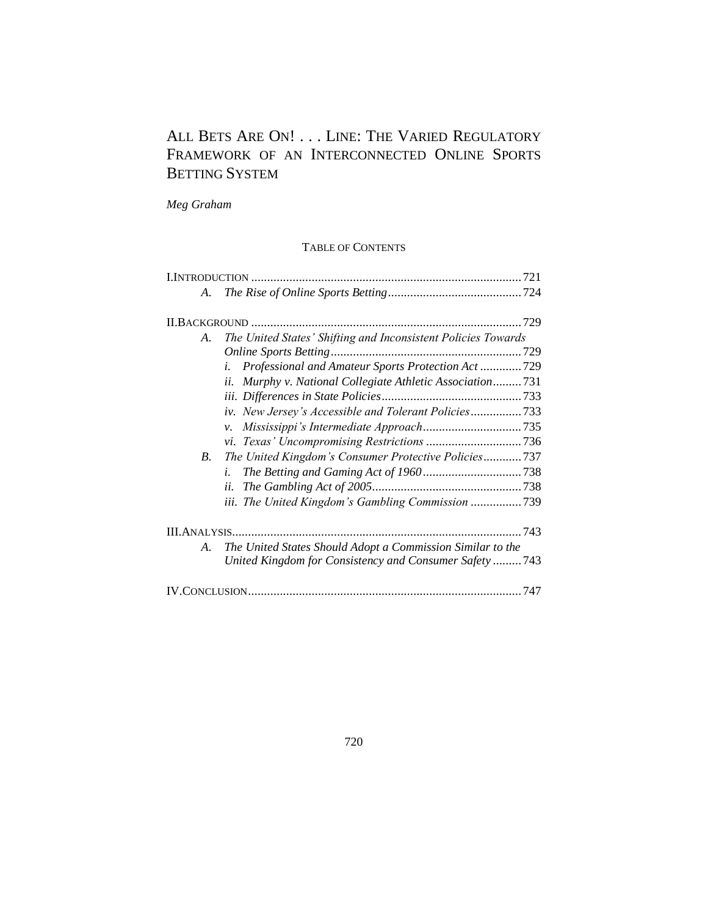# ALL BETS ARE ON! . . . LINE: THE VARIED REGULATORY FRAMEWORK OF AN INTERCONNECTED ONLINE SPORTS BETTING SYSTEM

*Meg Graham*

TABLE OF CONTENTS

I. INTRODUCTION .................................................................................... 721
- A. *The Rise of Online Sports Betting* .......................................... 724

II. BACKGROUND .................................................................................... 729
- A. *The United States' Shifting and Inconsistent Policies Towards Online Sports Betting* ........................................................... 729
  - *i. Professional and Amateur Sports Protection Act* ............. 729
  - *ii. Murphy v. National Collegiate Athletic Association* ......... 731
  - *iii. Differences in State Policies* ............................................ 733
  - *iv. New Jersey's Accessible and Tolerant Policies* ................ 733
  - *v. Mississippi's Intermediate Approach* ............................... 735
  - *vi. Texas' Uncompromising Restrictions* .............................. 736
- B. *The United Kingdom's Consumer Protective Policies* ............ 737
  - *i. The Betting and Gaming Act of 1960* ............................... 738
  - *ii. The Gambling Act of 2005* ............................................... 738
  - *iii. The United Kingdom's Gambling Commission* ................ 739

III. ANALYSIS .......................................................................................... 743
- A. *The United States Should Adopt a Commission Similar to the United Kingdom for Consistency and Consumer Safety* ......... 743

IV. CONCLUSION ..................................................................................... 747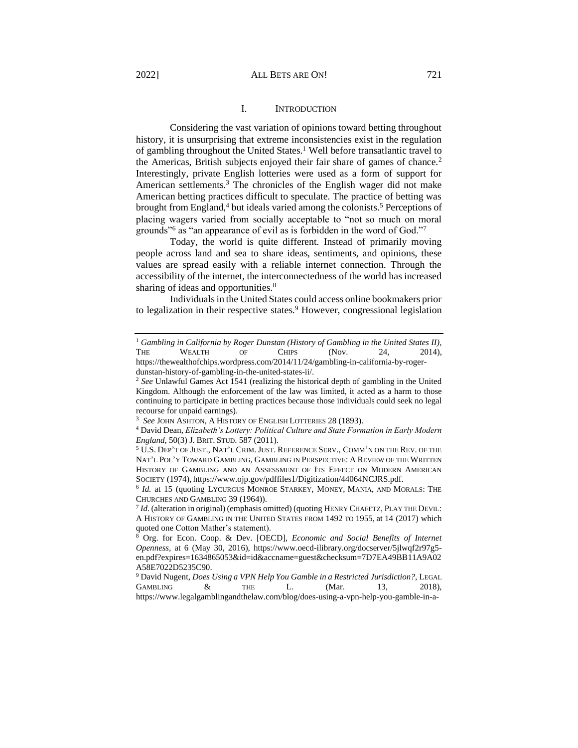## I. INTRODUCTION

Considering the vast variation of opinions toward betting throughout history, it is unsurprising that extreme inconsistencies exist in the regulation of gambling throughout the United States.[1] Well before transatlantic travel to the Americas, British subjects enjoyed their fair share of games of chance.[2] Interestingly, private English lotteries were used as a form of support for American settlements.[3] The chronicles of the English wager did not make American betting practices difficult to speculate. The practice of betting was brought from England,[4] but ideals varied among the colonists.[5] Perceptions of placing wagers varied from socially acceptable to "not so much on moral grounds"[6] as "an appearance of evil as is forbidden in the word of God."[7]

Today, the world is quite different. Instead of primarily moving people across land and sea to share ideas, sentiments, and opinions, these values are spread easily with a reliable internet connection. Through the accessibility of the internet, the interconnectedness of the world has increased sharing of ideas and opportunities.[8]

Individuals in the United States could access online bookmakers prior to legalization in their respective states.[9] However, congressional legislation

---

[1] *Gambling in California by Roger Dunstan (History of Gambling in the United States II)*, THE WEALTH OF CHIPS (Nov. 24, 2014), https://thewealthofchips.wordpress.com/2014/11/24/gambling-in-california-by-roger-dunstan-history-of-gambling-in-the-united-states-ii/.

[2] *See* Unlawful Games Act 1541 (realizing the historical depth of gambling in the United Kingdom. Although the enforcement of the law was limited, it acted as a harm to those continuing to participate in betting practices because those individuals could seek no legal recourse for unpaid earnings).

[3] *See* JOHN ASHTON, A HISTORY OF ENGLISH LOTTERIES 28 (1893).

[4] David Dean, *Elizabeth's Lottery: Political Culture and State Formation in Early Modern England*, 50(3) J. BRIT. STUD. 587 (2011).

[5] U.S. DEP'T OF JUST., NAT'L CRIM. JUST. REFERENCE SERV., COMM'N ON THE REV. OF THE NAT'L POL'Y TOWARD GAMBLING, GAMBLING IN PERSPECTIVE: A REVIEW OF THE WRITTEN HISTORY OF GAMBLING AND AN ASSESSMENT OF ITS EFFECT ON MODERN AMERICAN SOCIETY (1974), https://www.ojp.gov/pdffiles1/Digitization/44064NCJRS.pdf.

[6] *Id.* at 15 (quoting LYCURGUS MONROE STARKEY, MONEY, MANIA, AND MORALS: THE CHURCHES AND GAMBLING 39 (1964)).

[7] *Id.* (alteration in original) (emphasis omitted) (quoting HENRY CHAFETZ, PLAY THE DEVIL: A HISTORY OF GAMBLING IN THE UNITED STATES FROM 1492 TO 1955, at 14 (2017) which quoted one Cotton Mather's statement).

[8] Org. for Econ. Coop. & Dev. [OECD], *Economic and Social Benefits of Internet Openness*, at 6 (May 30, 2016), https://www.oecd-ilibrary.org/docserver/5jlwqf2r97g5-en.pdf?expires=1634865053&id=id&accname=guest&checksum=7D7EA49BB11A9A02A58E7022D5235C90.

[9] David Nugent, *Does Using a VPN Help You Gamble in a Restricted Jurisdiction?*, LEGAL GAMBLING & THE L. (Mar. 13, 2018), https://www.legalgamblingandthelaw.com/blog/does-using-a-vpn-help-you-gamble-in-a-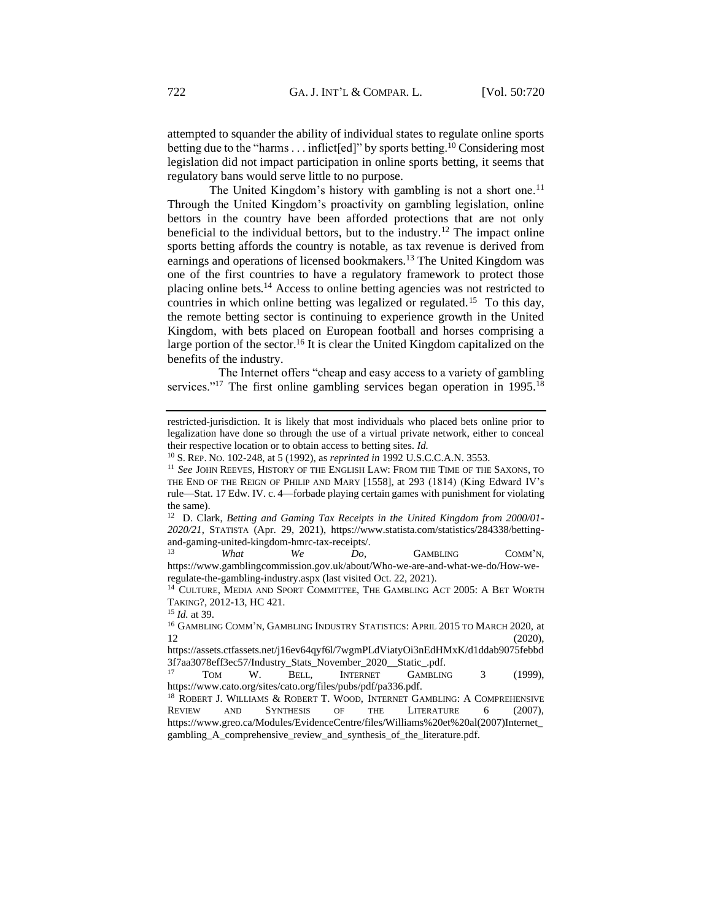attempted to squander the ability of individual states to regulate online sports betting due to the "harms . . . inflict[ed]" by sports betting.[10] Considering most legislation did not impact participation in online sports betting, it seems that regulatory bans would serve little to no purpose.

The United Kingdom's history with gambling is not a short one.[11] Through the United Kingdom's proactivity on gambling legislation, online bettors in the country have been afforded protections that are not only beneficial to the individual bettors, but to the industry.[12] The impact online sports betting affords the country is notable, as tax revenue is derived from earnings and operations of licensed bookmakers.[13] The United Kingdom was one of the first countries to have a regulatory framework to protect those placing online bets.[14] Access to online betting agencies was not restricted to countries in which online betting was legalized or regulated.[15] To this day, the remote betting sector is continuing to experience growth in the United Kingdom, with bets placed on European football and horses comprising a large portion of the sector.[16] It is clear the United Kingdom capitalized on the benefits of the industry.

The Internet offers "cheap and easy access to a variety of gambling services."[17] The first online gambling services began operation in 1995.[18]

---

restricted-jurisdiction. It is likely that most individuals who placed bets online prior to legalization have done so through the use of a virtual private network, either to conceal their respective location or to obtain access to betting sites. *Id.*

[10] S. REP. NO. 102-248, at 5 (1992), as *reprinted in* 1992 U.S.C.C.A.N. 3553.

[11] *See* JOHN REEVES, HISTORY OF THE ENGLISH LAW: FROM THE TIME OF THE SAXONS, TO THE END OF THE REIGN OF PHILIP AND MARY [1558], at 293 (1814) (King Edward IV's rule—Stat. 17 Edw. IV. c. 4—forbade playing certain games with punishment for violating the same).

[12] D. Clark, *Betting and Gaming Tax Receipts in the United Kingdom from 2000/01-2020/21*, STATISTA (Apr. 29, 2021), https://www.statista.com/statistics/284338/betting-and-gaming-united-kingdom-hmrc-tax-receipts/.

[13] *What We Do*, GAMBLING COMM'N, https://www.gamblingcommission.gov.uk/about/Who-we-are-and-what-we-do/How-we-regulate-the-gambling-industry.aspx (last visited Oct. 22, 2021).

[14] CULTURE, MEDIA AND SPORT COMMITTEE, THE GAMBLING ACT 2005: A BET WORTH TAKING?, 2012-13, HC 421.

[15] *Id.* at 39.

[16] GAMBLING COMM'N, GAMBLING INDUSTRY STATISTICS: APRIL 2015 TO MARCH 2020, at 12 (2020), https://assets.ctfassets.net/j16ev64qyf6l/7wgmPLdViatyOi3nEdHMxK/d1ddab9075febbd3f7aa3078eff3ec57/Industry_Stats_November_2020__Static_.pdf.

[17] TOM W. BELL, INTERNET GAMBLING 3 (1999), https://www.cato.org/sites/cato.org/files/pubs/pdf/pa336.pdf.

[18] ROBERT J. WILLIAMS & ROBERT T. WOOD, INTERNET GAMBLING: A COMPREHENSIVE REVIEW AND SYNTHESIS OF THE LITERATURE 6 (2007), https://www.greo.ca/Modules/EvidenceCentre/files/Williams%20et%20al(2007)Internet_gambling_A_comprehensive_review_and_synthesis_of_the_literature.pdf.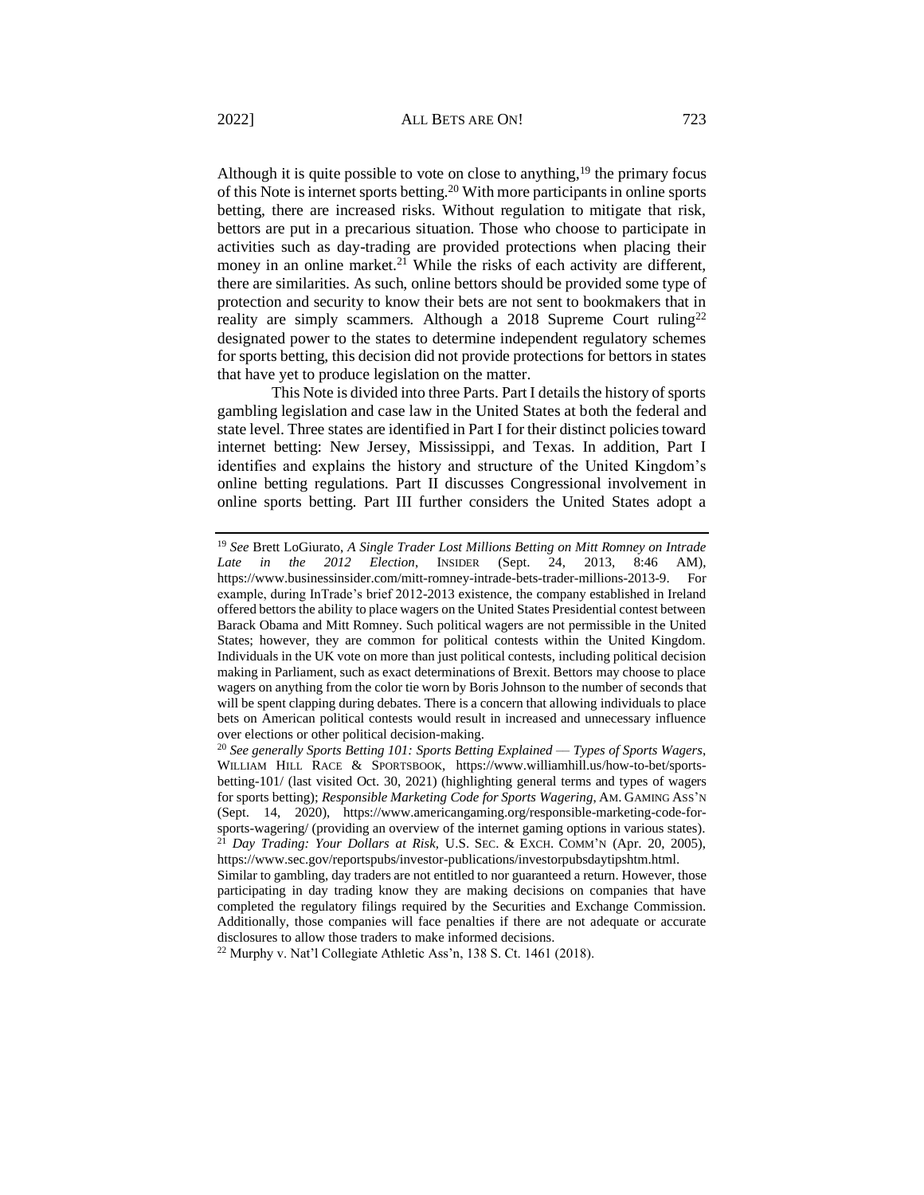Although it is quite possible to vote on close to anything,[19] the primary focus of this Note is internet sports betting.[20] With more participants in online sports betting, there are increased risks. Without regulation to mitigate that risk, bettors are put in a precarious situation. Those who choose to participate in activities such as day-trading are provided protections when placing their money in an online market.[21] While the risks of each activity are different, there are similarities. As such, online bettors should be provided some type of protection and security to know their bets are not sent to bookmakers that in reality are simply scammers. Although a 2018 Supreme Court ruling[22] designated power to the states to determine independent regulatory schemes for sports betting, this decision did not provide protections for bettors in states that have yet to produce legislation on the matter.

This Note is divided into three Parts. Part I details the history of sports gambling legislation and case law in the United States at both the federal and state level. Three states are identified in Part I for their distinct policies toward internet betting: New Jersey, Mississippi, and Texas. In addition, Part I identifies and explains the history and structure of the United Kingdom's online betting regulations. Part II discusses Congressional involvement in online sports betting. Part III further considers the United States adopt a

---

[19] *See* Brett LoGiurato, *A Single Trader Lost Millions Betting on Mitt Romney on Intrade Late in the 2012 Election*, INSIDER (Sept. 24, 2013, 8:46 AM), https://www.businessinsider.com/mitt-romney-intrade-bets-trader-millions-2013-9. For example, during InTrade's brief 2012-2013 existence, the company established in Ireland offered bettors the ability to place wagers on the United States Presidential contest between Barack Obama and Mitt Romney. Such political wagers are not permissible in the United States; however, they are common for political contests within the United Kingdom. Individuals in the UK vote on more than just political contests, including political decision making in Parliament, such as exact determinations of Brexit. Bettors may choose to place wagers on anything from the color tie worn by Boris Johnson to the number of seconds that will be spent clapping during debates. There is a concern that allowing individuals to place bets on American political contests would result in increased and unnecessary influence over elections or other political decision-making.

[20] *See generally Sports Betting 101: Sports Betting Explained — Types of Sports Wagers*, WILLIAM HILL RACE & SPORTSBOOK, https://www.williamhill.us/how-to-bet/sports-betting-101/ (last visited Oct. 30, 2021) (highlighting general terms and types of wagers for sports betting); *Responsible Marketing Code for Sports Wagering*, AM. GAMING ASS'N (Sept. 14, 2020), https://www.americangaming.org/responsible-marketing-code-for-sports-wagering/ (providing an overview of the internet gaming options in various states).

[21] *Day Trading: Your Dollars at Risk*, U.S. SEC. & EXCH. COMM'N (Apr. 20, 2005), https://www.sec.gov/reportspubs/investor-publications/investorpubsdaytipshtm.html. Similar to gambling, day traders are not entitled to nor guaranteed a return. However, those participating in day trading know they are making decisions on companies that have completed the regulatory filings required by the Securities and Exchange Commission. Additionally, those companies will face penalties if there are not adequate or accurate disclosures to allow those traders to make informed decisions.

[22] Murphy v. Nat'l Collegiate Athletic Ass'n, 138 S. Ct. 1461 (2018).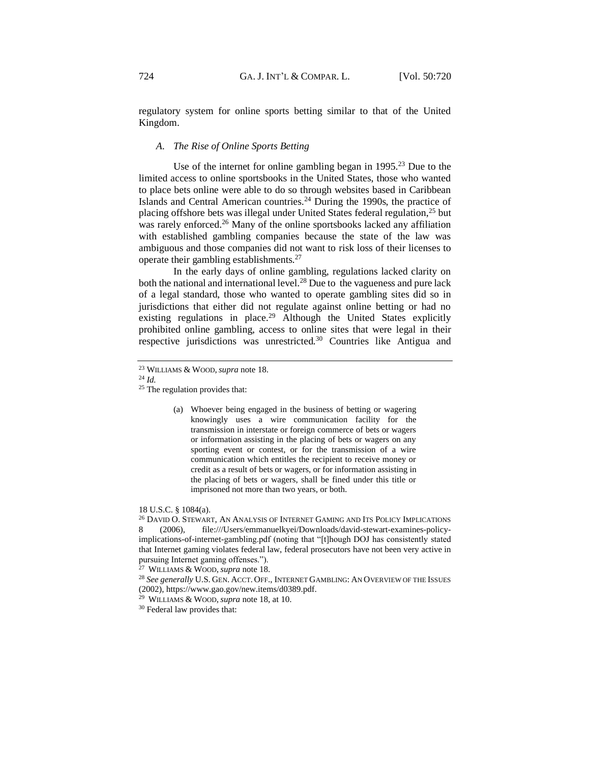regulatory system for online sports betting similar to that of the United Kingdom.

### *A. The Rise of Online Sports Betting*

Use of the internet for online gambling began in 1995.[23] Due to the limited access to online sportsbooks in the United States, those who wanted to place bets online were able to do so through websites based in Caribbean Islands and Central American countries.[24] During the 1990s, the practice of placing offshore bets was illegal under United States federal regulation,[25] but was rarely enforced.[26] Many of the online sportsbooks lacked any affiliation with established gambling companies because the state of the law was ambiguous and those companies did not want to risk loss of their licenses to operate their gambling establishments.[27]

In the early days of online gambling, regulations lacked clarity on both the national and international level.[28] Due to the vagueness and pure lack of a legal standard, those who wanted to operate gambling sites did so in jurisdictions that either did not regulate against online betting or had no existing regulations in place.[29] Although the United States explicitly prohibited online gambling, access to online sites that were legal in their respective jurisdictions was unrestricted.[30] Countries like Antigua and

---

[23] WILLIAMS & WOOD, *supra* note 18.

[24] *Id.*

[25] The regulation provides that:

> (a) Whoever being engaged in the business of betting or wagering knowingly uses a wire communication facility for the transmission in interstate or foreign commerce of bets or wagers or information assisting in the placing of bets or wagers on any sporting event or contest, or for the transmission of a wire communication which entitles the recipient to receive money or credit as a result of bets or wagers, or for information assisting in the placing of bets or wagers, shall be fined under this title or imprisoned not more than two years, or both.

18 U.S.C. § 1084(a).

[26] DAVID O. STEWART, AN ANALYSIS OF INTERNET GAMING AND ITS POLICY IMPLICATIONS 8 (2006), file:///Users/emmanuelkyei/Downloads/david-stewart-examines-policy-implications-of-internet-gambling.pdf (noting that "[t]hough DOJ has consistently stated that Internet gaming violates federal law, federal prosecutors have not been very active in pursuing Internet gaming offenses.").

[27] WILLIAMS & WOOD, *supra* note 18.

[28] *See generally* U.S. GEN. ACCT. OFF., INTERNET GAMBLING: AN OVERVIEW OF THE ISSUES (2002), https://www.gao.gov/new.items/d0389.pdf.

[29] WILLIAMS & WOOD, *supra* note 18, at 10.

[30] Federal law provides that: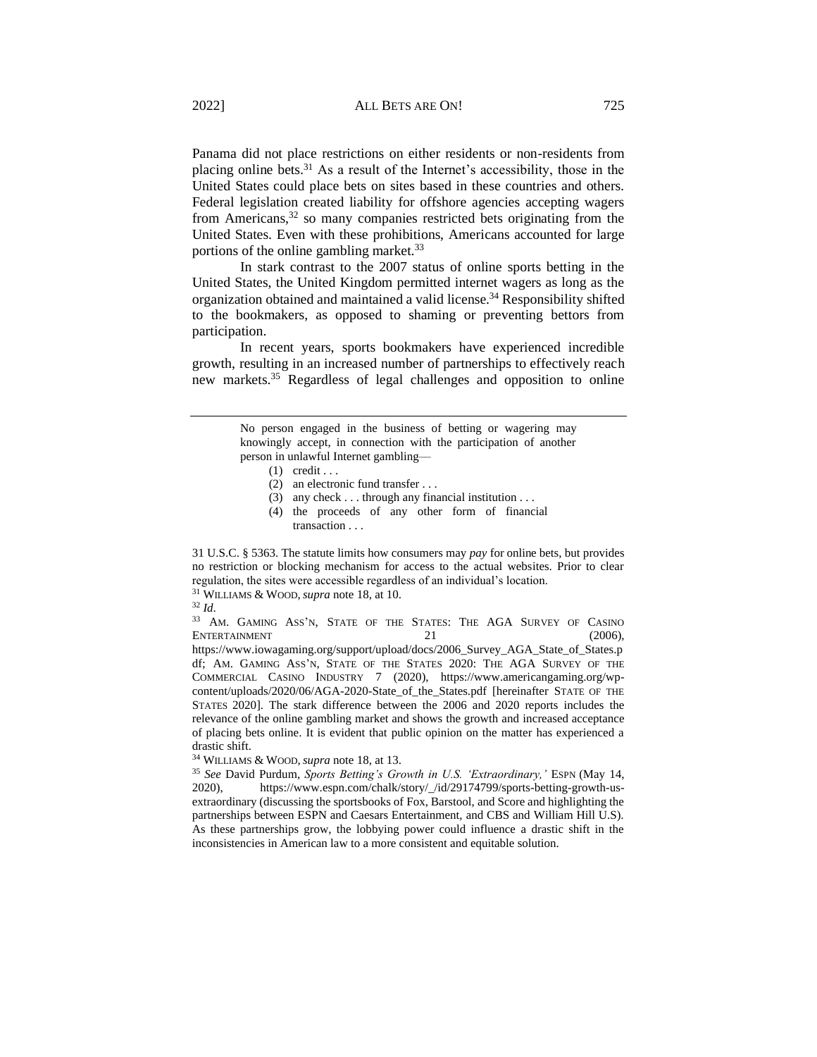Panama did not place restrictions on either residents or non-residents from placing online bets.[31] As a result of the Internet's accessibility, those in the United States could place bets on sites based in these countries and others. Federal legislation created liability for offshore agencies accepting wagers from Americans,[32] so many companies restricted bets originating from the United States. Even with these prohibitions, Americans accounted for large portions of the online gambling market.[33]

In stark contrast to the 2007 status of online sports betting in the United States, the United Kingdom permitted internet wagers as long as the organization obtained and maintained a valid license.[34] Responsibility shifted to the bookmakers, as opposed to shaming or preventing bettors from participation.

In recent years, sports bookmakers have experienced incredible growth, resulting in an increased number of partnerships to effectively reach new markets.[35] Regardless of legal challenges and opposition to online

---

> No person engaged in the business of betting or wagering may knowingly accept, in connection with the participation of another person in unlawful Internet gambling—
>
> (1) credit . . .
>
> (2) an electronic fund transfer . . .
>
> (3) any check . . . through any financial institution . . .
>
> (4) the proceeds of any other form of financial transaction . . .

31 U.S.C. § 5363. The statute limits how consumers may *pay* for online bets, but provides no restriction or blocking mechanism for access to the actual websites. Prior to clear regulation, the sites were accessible regardless of an individual's location.

[31] WILLIAMS & WOOD, *supra* note 18, at 10.

[32] *Id*.

[33] AM. GAMING ASS'N, STATE OF THE STATES: THE AGA SURVEY OF CASINO ENTERTAINMENT 21 (2006), https://www.iowagaming.org/support/upload/docs/2006_Survey_AGA_State_of_States.pdf; AM. GAMING ASS'N, STATE OF THE STATES 2020: THE AGA SURVEY OF THE COMMERCIAL CASINO INDUSTRY 7 (2020), https://www.americangaming.org/wp-content/uploads/2020/06/AGA-2020-State_of_the_States.pdf [hereinafter STATE OF THE STATES 2020]. The stark difference between the 2006 and 2020 reports includes the relevance of the online gambling market and shows the growth and increased acceptance of placing bets online. It is evident that public opinion on the matter has experienced a drastic shift.

[34] WILLIAMS & WOOD, *supra* note 18, at 13.

[35] *See* David Purdum, *Sports Betting's Growth in U.S. 'Extraordinary,'* ESPN (May 14, 2020), https://www.espn.com/chalk/story/_/id/29174799/sports-betting-growth-us-extraordinary (discussing the sportsbooks of Fox, Barstool, and Score and highlighting the partnerships between ESPN and Caesars Entertainment, and CBS and William Hill U.S). As these partnerships grow, the lobbying power could influence a drastic shift in the inconsistencies in American law to a more consistent and equitable solution.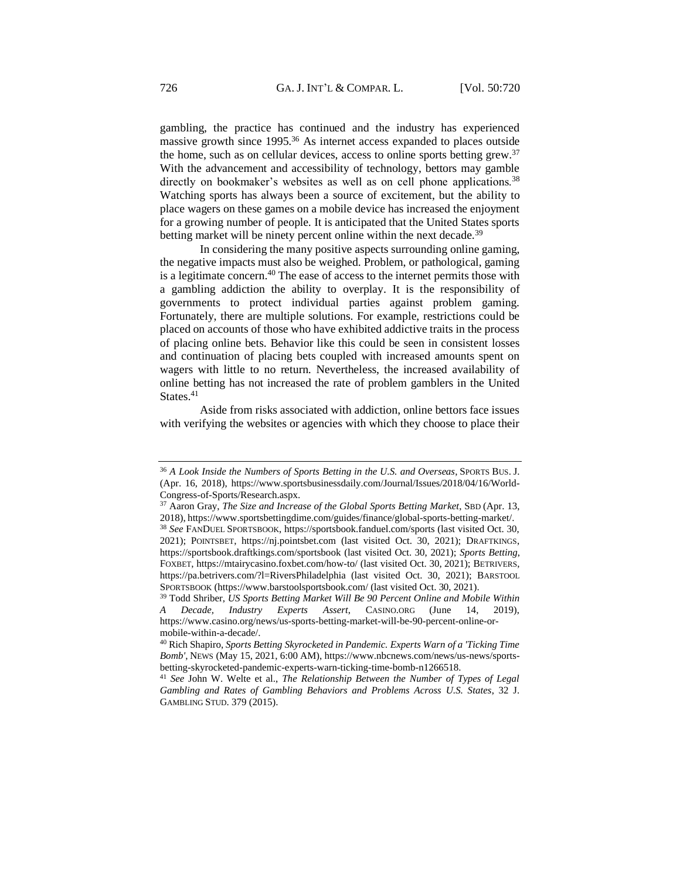gambling, the practice has continued and the industry has experienced massive growth since 1995.[36] As internet access expanded to places outside the home, such as on cellular devices, access to online sports betting grew.[37] With the advancement and accessibility of technology, bettors may gamble directly on bookmaker's websites as well as on cell phone applications.[38] Watching sports has always been a source of excitement, but the ability to place wagers on these games on a mobile device has increased the enjoyment for a growing number of people. It is anticipated that the United States sports betting market will be ninety percent online within the next decade.[39]

In considering the many positive aspects surrounding online gaming, the negative impacts must also be weighed. Problem, or pathological, gaming is a legitimate concern.[40] The ease of access to the internet permits those with a gambling addiction the ability to overplay. It is the responsibility of governments to protect individual parties against problem gaming. Fortunately, there are multiple solutions. For example, restrictions could be placed on accounts of those who have exhibited addictive traits in the process of placing online bets. Behavior like this could be seen in consistent losses and continuation of placing bets coupled with increased amounts spent on wagers with little to no return. Nevertheless, the increased availability of online betting has not increased the rate of problem gamblers in the United States.[41]

Aside from risks associated with addiction, online bettors face issues with verifying the websites or agencies with which they choose to place their

---

[36] *A Look Inside the Numbers of Sports Betting in the U.S. and Overseas*, SPORTS BUS. J. (Apr. 16, 2018), https://www.sportsbusinessdaily.com/Journal/Issues/2018/04/16/World-Congress-of-Sports/Research.aspx.

[37] Aaron Gray, *The Size and Increase of the Global Sports Betting Market*, SBD (Apr. 13, 2018), https://www.sportsbettingdime.com/guides/finance/global-sports-betting-market/.

[38] *See* FANDUEL SPORTSBOOK, https://sportsbook.fanduel.com/sports (last visited Oct. 30, 2021); POINTSBET, https://nj.pointsbet.com (last visited Oct. 30, 2021); DRAFTKINGS, https://sportsbook.draftkings.com/sportsbook (last visited Oct. 30, 2021); *Sports Betting*, FOXBET, https://mtairycasino.foxbet.com/how-to/ (last visited Oct. 30, 2021); BETRIVERS, https://pa.betrivers.com/?l=RiversPhiladelphia (last visited Oct. 30, 2021); BARSTOOL SPORTSBOOK (https://www.barstoolsportsbook.com/ (last visited Oct. 30, 2021).

[39] Todd Shriber, *US Sports Betting Market Will Be 90 Percent Online and Mobile Within A Decade, Industry Experts Assert*, CASINO.ORG (June 14, 2019), https://www.casino.org/news/us-sports-betting-market-will-be-90-percent-online-or-mobile-within-a-decade/.

[40] Rich Shapiro, *Sports Betting Skyrocketed in Pandemic. Experts Warn of a 'Ticking Time Bomb'*, NEWS (May 15, 2021, 6:00 AM), https://www.nbcnews.com/news/us-news/sports-betting-skyrocketed-pandemic-experts-warn-ticking-time-bomb-n1266518.

[41] *See* John W. Welte et al., *The Relationship Between the Number of Types of Legal Gambling and Rates of Gambling Behaviors and Problems Across U.S. States*, 32 J. GAMBLING STUD. 379 (2015).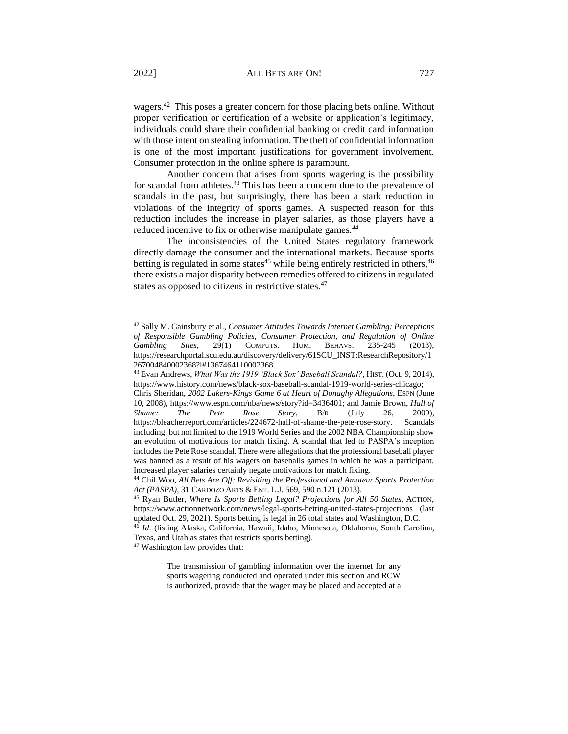wagers.[42] This poses a greater concern for those placing bets online. Without proper verification or certification of a website or application's legitimacy, individuals could share their confidential banking or credit card information with those intent on stealing information. The theft of confidential information is one of the most important justifications for government involvement. Consumer protection in the online sphere is paramount.

Another concern that arises from sports wagering is the possibility for scandal from athletes.[43] This has been a concern due to the prevalence of scandals in the past, but surprisingly, there has been a stark reduction in violations of the integrity of sports games. A suspected reason for this reduction includes the increase in player salaries, as those players have a reduced incentive to fix or otherwise manipulate games.[44]

The inconsistencies of the United States regulatory framework directly damage the consumer and the international markets. Because sports betting is regulated in some states[45] while being entirely restricted in others,[46] there exists a major disparity between remedies offered to citizens in regulated states as opposed to citizens in restrictive states.[47]

---

[42] Sally M. Gainsbury et al., *Consumer Attitudes Towards Internet Gambling: Perceptions of Responsible Gambling Policies, Consumer Protection, and Regulation of Online Gambling Sites*, 29(1) COMPUTS. HUM. BEHAVS. 235-245 (2013), https://researchportal.scu.edu.au/discovery/delivery/61SCU_INST:ResearchRepository/1267004840002368?l#1367464110002368.

[43] Evan Andrews, *What Was the 1919 'Black Sox' Baseball Scandal?*, HIST. (Oct. 9, 2014), https://www.history.com/news/black-sox-baseball-scandal-1919-world-series-chicago; Chris Sheridan, *2002 Lakers-Kings Game 6 at Heart of Donaghy Allegations*, ESPN (June 10, 2008), https://www.espn.com/nba/news/story?id=3436401; and Jamie Brown, *Hall of Shame: The Pete Rose Story*, B/R (July 26, 2009), https://bleacherreport.com/articles/224672-hall-of-shame-the-pete-rose-story. Scandals including, but not limited to the 1919 World Series and the 2002 NBA Championship show an evolution of motivations for match fixing. A scandal that led to PASPA's inception includes the Pete Rose scandal. There were allegations that the professional baseball player was banned as a result of his wagers on baseballs games in which he was a participant. Increased player salaries certainly negate motivations for match fixing.

[44] Chil Woo, *All Bets Are Off: Revisiting the Professional and Amateur Sports Protection Act (PASPA)*, 31 CARDOZO ARTS & ENT. L.J. 569, 590 n.121 (2013).

[45] Ryan Butler, *Where Is Sports Betting Legal? Projections for All 50 States*, ACTION, https://www.actionnetwork.com/news/legal-sports-betting-united-states-projections (last updated Oct. 29, 2021). Sports betting is legal in 26 total states and Washington, D.C.

[46] *Id*. (listing Alaska, California, Hawaii, Idaho, Minnesota, Oklahoma, South Carolina, Texas, and Utah as states that restricts sports betting).

[47] Washington law provides that:

> The transmission of gambling information over the internet for any sports wagering conducted and operated under this section and RCW is authorized, provide that the wager may be placed and accepted at a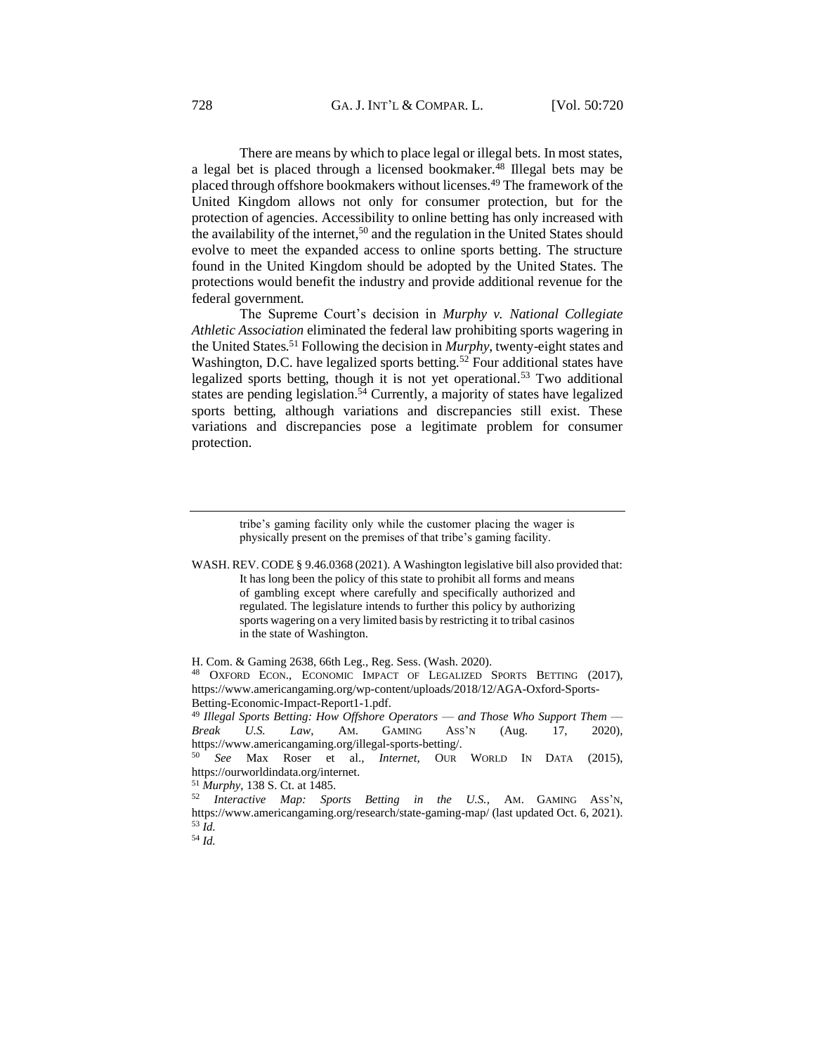There are means by which to place legal or illegal bets. In most states, a legal bet is placed through a licensed bookmaker.[48] Illegal bets may be placed through offshore bookmakers without licenses.[49] The framework of the United Kingdom allows not only for consumer protection, but for the protection of agencies. Accessibility to online betting has only increased with the availability of the internet,[50] and the regulation in the United States should evolve to meet the expanded access to online sports betting. The structure found in the United Kingdom should be adopted by the United States. The protections would benefit the industry and provide additional revenue for the federal government.

The Supreme Court's decision in *Murphy v. National Collegiate Athletic Association* eliminated the federal law prohibiting sports wagering in the United States.[51] Following the decision in *Murphy*, twenty-eight states and Washington, D.C. have legalized sports betting.[52] Four additional states have legalized sports betting, though it is not yet operational.[53] Two additional states are pending legislation.[54] Currently, a majority of states have legalized sports betting, although variations and discrepancies still exist. These variations and discrepancies pose a legitimate problem for consumer protection.

---

> tribe's gaming facility only while the customer placing the wager is physically present on the premises of that tribe's gaming facility.

WASH. REV. CODE § 9.46.0368 (2021). A Washington legislative bill also provided that:

> It has long been the policy of this state to prohibit all forms and means of gambling except where carefully and specifically authorized and regulated. The legislature intends to further this policy by authorizing sports wagering on a very limited basis by restricting it to tribal casinos in the state of Washington.

H. Com. & Gaming 2638, 66th Leg., Reg. Sess. (Wash. 2020).

[48] OXFORD ECON., ECONOMIC IMPACT OF LEGALIZED SPORTS BETTING (2017), https://www.americangaming.org/wp-content/uploads/2018/12/AGA-Oxford-Sports-Betting-Economic-Impact-Report1-1.pdf.

[49] *Illegal Sports Betting: How Offshore Operators — and Those Who Support Them — Break U.S. Law*, AM. GAMING ASS'N (Aug. 17, 2020), https://www.americangaming.org/illegal-sports-betting/.

[50] *See* Max Roser et al., *Internet*, OUR WORLD IN DATA (2015), https://ourworldindata.org/internet.

[51] *Murphy*, 138 S. Ct. at 1485.

[52] *Interactive Map: Sports Betting in the U.S.*, AM. GAMING ASS'N, https://www.americangaming.org/research/state-gaming-map/ (last updated Oct. 6, 2021).

[53] *Id.*

[54] *Id.*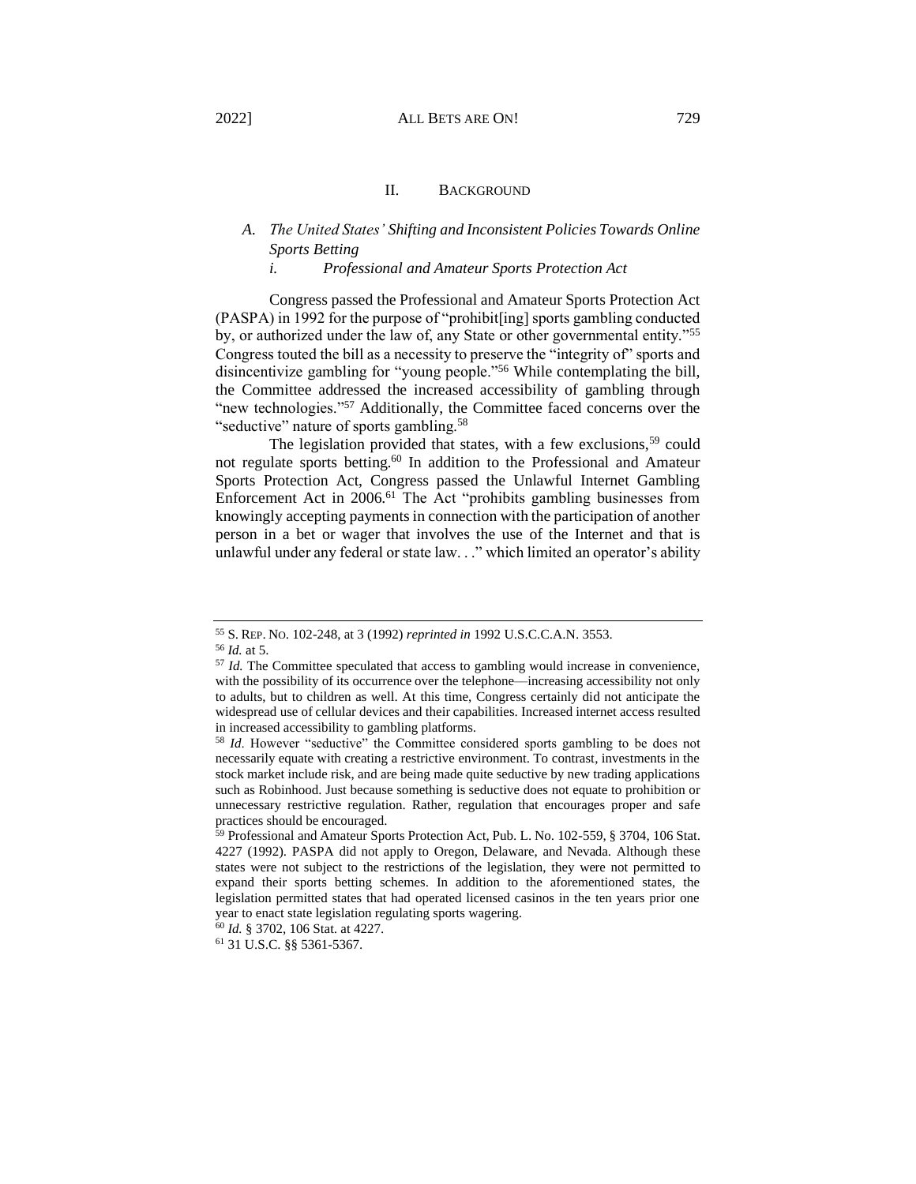## II. BACKGROUND

### A. *The United States' Shifting and Inconsistent Policies Towards Online Sports Betting*

#### i. *Professional and Amateur Sports Protection Act*

Congress passed the Professional and Amateur Sports Protection Act (PASPA) in 1992 for the purpose of "prohibit[ing] sports gambling conducted by, or authorized under the law of, any State or other governmental entity."[55] Congress touted the bill as a necessity to preserve the "integrity of" sports and disincentivize gambling for "young people."[56] While contemplating the bill, the Committee addressed the increased accessibility of gambling through "new technologies."[57] Additionally, the Committee faced concerns over the "seductive" nature of sports gambling.[58]

The legislation provided that states, with a few exclusions,[59] could not regulate sports betting.[60] In addition to the Professional and Amateur Sports Protection Act, Congress passed the Unlawful Internet Gambling Enforcement Act in 2006.[61] The Act "prohibits gambling businesses from knowingly accepting payments in connection with the participation of another person in a bet or wager that involves the use of the Internet and that is unlawful under any federal or state law. . ." which limited an operator's ability

---

[55] S. REP. NO. 102-248, at 3 (1992) *reprinted in* 1992 U.S.C.C.A.N. 3553.

[56] *Id.* at 5.

[57] *Id.* The Committee speculated that access to gambling would increase in convenience, with the possibility of its occurrence over the telephone—increasing accessibility not only to adults, but to children as well. At this time, Congress certainly did not anticipate the widespread use of cellular devices and their capabilities. Increased internet access resulted in increased accessibility to gambling platforms.

[58] *Id*. However "seductive" the Committee considered sports gambling to be does not necessarily equate with creating a restrictive environment. To contrast, investments in the stock market include risk, and are being made quite seductive by new trading applications such as Robinhood. Just because something is seductive does not equate to prohibition or unnecessary restrictive regulation. Rather, regulation that encourages proper and safe practices should be encouraged.

[59] Professional and Amateur Sports Protection Act, Pub. L. No. 102-559, § 3704, 106 Stat. 4227 (1992). PASPA did not apply to Oregon, Delaware, and Nevada. Although these states were not subject to the restrictions of the legislation, they were not permitted to expand their sports betting schemes. In addition to the aforementioned states, the legislation permitted states that had operated licensed casinos in the ten years prior one year to enact state legislation regulating sports wagering.

[60] *Id.* § 3702, 106 Stat. at 4227.

[61] 31 U.S.C. §§ 5361-5367.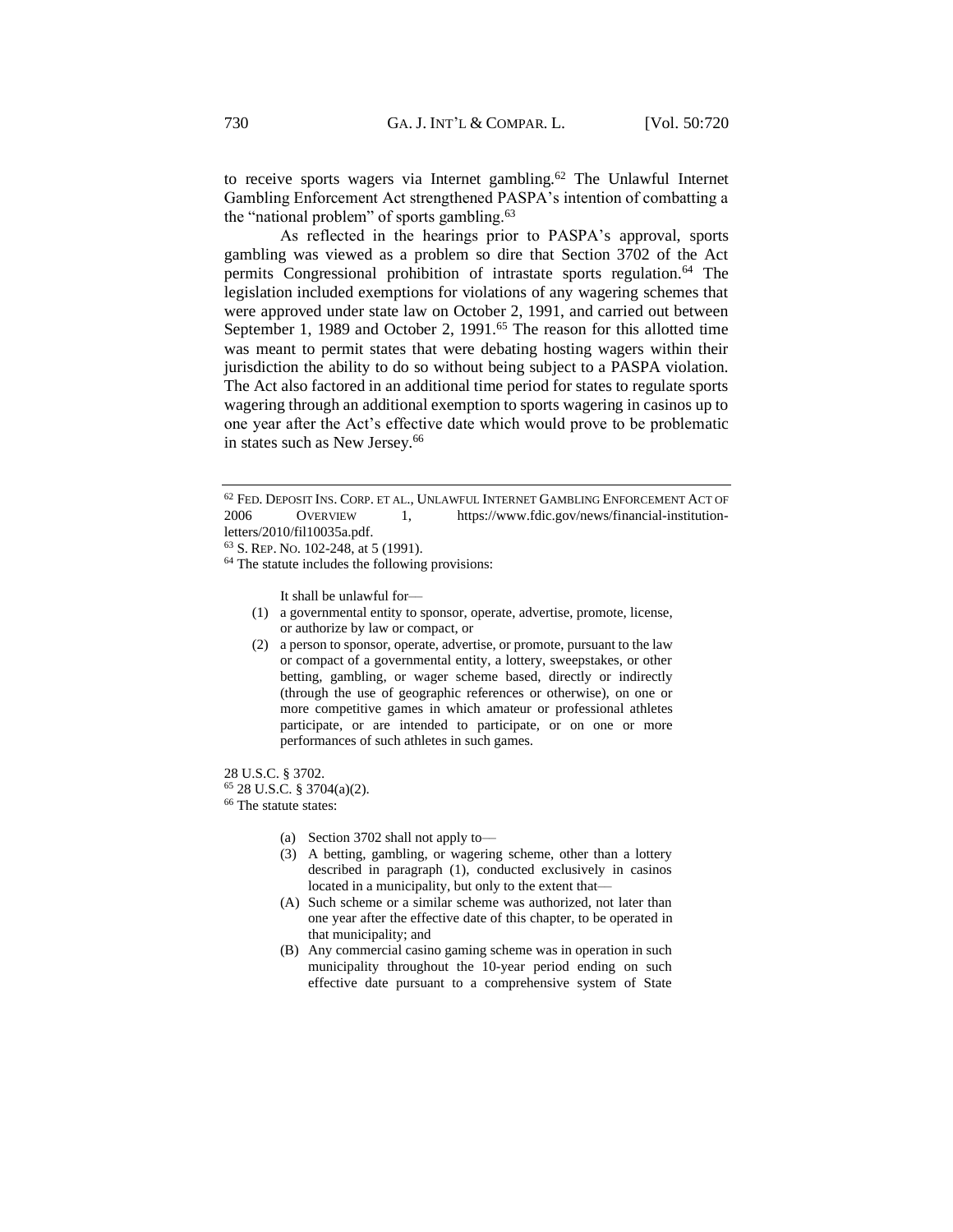to receive sports wagers via Internet gambling.[62] The Unlawful Internet Gambling Enforcement Act strengthened PASPA's intention of combatting a the "national problem" of sports gambling.[63]

As reflected in the hearings prior to PASPA's approval, sports gambling was viewed as a problem so dire that Section 3702 of the Act permits Congressional prohibition of intrastate sports regulation.[64] The legislation included exemptions for violations of any wagering schemes that were approved under state law on October 2, 1991, and carried out between September 1, 1989 and October 2, 1991.[65] The reason for this allotted time was meant to permit states that were debating hosting wagers within their jurisdiction the ability to do so without being subject to a PASPA violation. The Act also factored in an additional time period for states to regulate sports wagering through an additional exemption to sports wagering in casinos up to one year after the Act's effective date which would prove to be problematic in states such as New Jersey.[66]

---

[62] FED. DEPOSIT INS. CORP. ET AL., UNLAWFUL INTERNET GAMBLING ENFORCEMENT ACT OF 2006 OVERVIEW 1, https://www.fdic.gov/news/financial-institution-letters/2010/fil10035a.pdf.

[63] S. REP. NO. 102-248, at 5 (1991).

[64] The statute includes the following provisions:

> It shall be unlawful for—
>
> (1) a governmental entity to sponsor, operate, advertise, promote, license, or authorize by law or compact, or
>
> (2) a person to sponsor, operate, advertise, or promote, pursuant to the law or compact of a governmental entity, a lottery, sweepstakes, or other betting, gambling, or wager scheme based, directly or indirectly (through the use of geographic references or otherwise), on one or more competitive games in which amateur or professional athletes participate, or are intended to participate, or on one or more performances of such athletes in such games.

28 U.S.C. § 3702.

[65] 28 U.S.C. § 3704(a)(2).

[66] The statute states:

> (a) Section 3702 shall not apply to—
>
> (3) A betting, gambling, or wagering scheme, other than a lottery described in paragraph (1), conducted exclusively in casinos located in a municipality, but only to the extent that—
>
> (A) Such scheme or a similar scheme was authorized, not later than one year after the effective date of this chapter, to be operated in that municipality; and
>
> (B) Any commercial casino gaming scheme was in operation in such municipality throughout the 10-year period ending on such effective date pursuant to a comprehensive system of State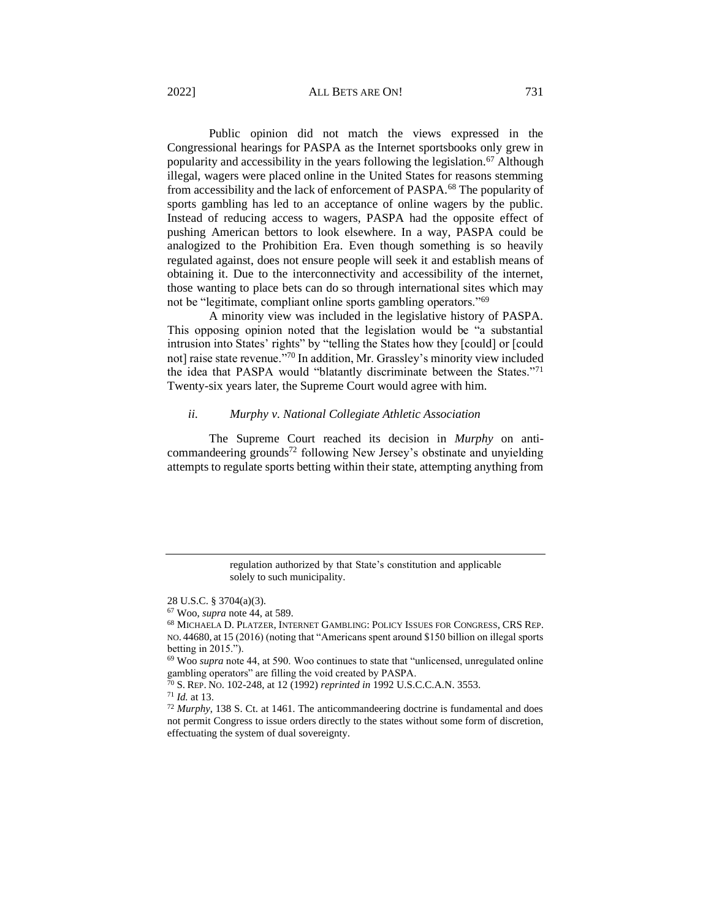Public opinion did not match the views expressed in the Congressional hearings for PASPA as the Internet sportsbooks only grew in popularity and accessibility in the years following the legislation.[67] Although illegal, wagers were placed online in the United States for reasons stemming from accessibility and the lack of enforcement of PASPA.[68] The popularity of sports gambling has led to an acceptance of online wagers by the public. Instead of reducing access to wagers, PASPA had the opposite effect of pushing American bettors to look elsewhere. In a way, PASPA could be analogized to the Prohibition Era. Even though something is so heavily regulated against, does not ensure people will seek it and establish means of obtaining it. Due to the interconnectivity and accessibility of the internet, those wanting to place bets can do so through international sites which may not be "legitimate, compliant online sports gambling operators."[69]

A minority view was included in the legislative history of PASPA. This opposing opinion noted that the legislation would be "a substantial intrusion into States' rights" by "telling the States how they [could] or [could not] raise state revenue."[70] In addition, Mr. Grassley's minority view included the idea that PASPA would "blatantly discriminate between the States."[71] Twenty-six years later, the Supreme Court would agree with him.

### *ii. Murphy v. National Collegiate Athletic Association*

The Supreme Court reached its decision in *Murphy* on anti-commandeering grounds[72] following New Jersey's obstinate and unyielding attempts to regulate sports betting within their state, attempting anything from

---

> regulation authorized by that State's constitution and applicable solely to such municipality.

28 U.S.C. § 3704(a)(3).

[67] Woo, *supra* note 44, at 589.

[68] MICHAELA D. PLATZER, INTERNET GAMBLING: POLICY ISSUES FOR CONGRESS, CRS REP. NO. 44680, at 15 (2016) (noting that "Americans spent around $150 billion on illegal sports betting in 2015.").

[69] Woo *supra* note 44, at 590. Woo continues to state that "unlicensed, unregulated online gambling operators" are filling the void created by PASPA.

[70] S. REP. NO. 102-248, at 12 (1992) *reprinted in* 1992 U.S.C.C.A.N. 3553.

[71] *Id.* at 13.

[72] *Murphy*, 138 S. Ct. at 1461. The anticommandeering doctrine is fundamental and does not permit Congress to issue orders directly to the states without some form of discretion, effectuating the system of dual sovereignty.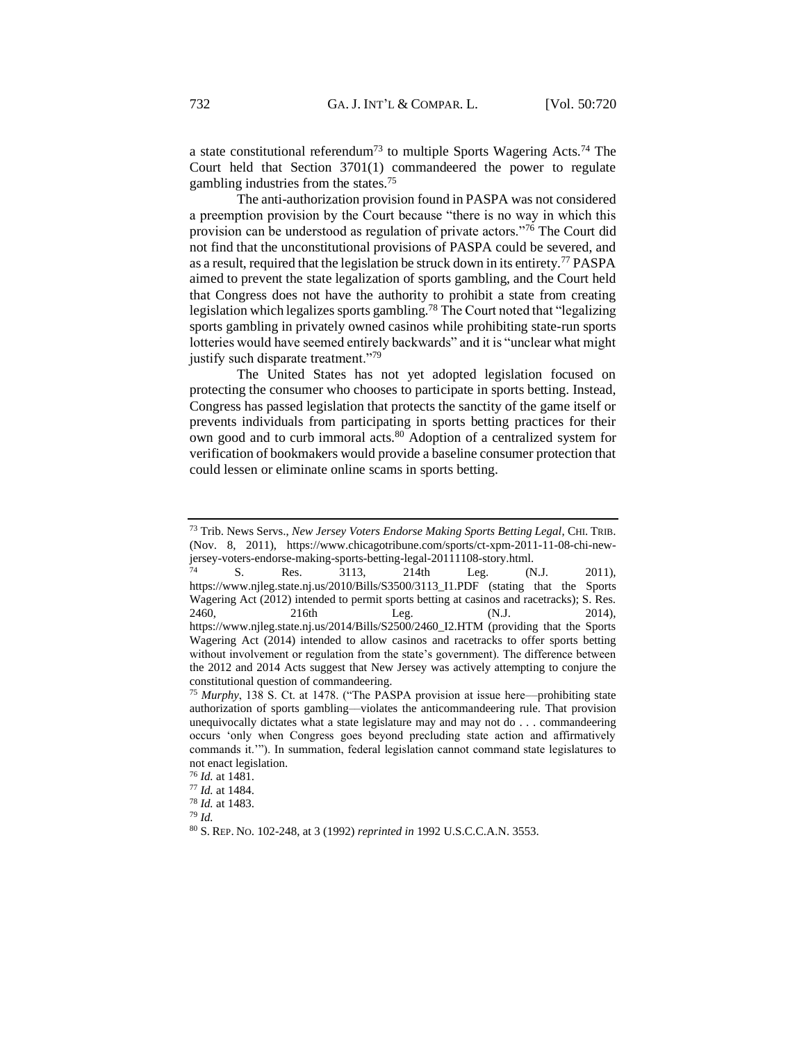a state constitutional referendum[73] to multiple Sports Wagering Acts.[74] The Court held that Section 3701(1) commandeered the power to regulate gambling industries from the states.[75]

The anti-authorization provision found in PASPA was not considered a preemption provision by the Court because "there is no way in which this provision can be understood as regulation of private actors."[76] The Court did not find that the unconstitutional provisions of PASPA could be severed, and as a result, required that the legislation be struck down in its entirety.[77] PASPA aimed to prevent the state legalization of sports gambling, and the Court held that Congress does not have the authority to prohibit a state from creating legislation which legalizes sports gambling.[78] The Court noted that "legalizing sports gambling in privately owned casinos while prohibiting state-run sports lotteries would have seemed entirely backwards" and it is "unclear what might justify such disparate treatment."[79]

The United States has not yet adopted legislation focused on protecting the consumer who chooses to participate in sports betting. Instead, Congress has passed legislation that protects the sanctity of the game itself or prevents individuals from participating in sports betting practices for their own good and to curb immoral acts.[80] Adoption of a centralized system for verification of bookmakers would provide a baseline consumer protection that could lessen or eliminate online scams in sports betting.

---

[73] Trib. News Servs., *New Jersey Voters Endorse Making Sports Betting Legal*, CHI. TRIB. (Nov. 8, 2011), https://www.chicagotribune.com/sports/ct-xpm-2011-11-08-chi-new-jersey-voters-endorse-making-sports-betting-legal-20111108-story.html.

[74] S. Res. 3113, 214th Leg. (N.J. 2011), https://www.njleg.state.nj.us/2010/Bills/S3500/3113_I1.PDF (stating that the Sports Wagering Act (2012) intended to permit sports betting at casinos and racetracks); S. Res. 2460, 216th Leg. (N.J. 2014), https://www.njleg.state.nj.us/2014/Bills/S2500/2460_I2.HTM (providing that the Sports Wagering Act (2014) intended to allow casinos and racetracks to offer sports betting without involvement or regulation from the state's government). The difference between the 2012 and 2014 Acts suggest that New Jersey was actively attempting to conjure the constitutional question of commandeering.

[75] *Murphy*, 138 S. Ct. at 1478. ("The PASPA provision at issue here—prohibiting state authorization of sports gambling—violates the anticommandeering rule. That provision unequivocally dictates what a state legislature may and may not do . . . commandeering occurs 'only when Congress goes beyond precluding state action and affirmatively commands it.'"). In summation, federal legislation cannot command state legislatures to not enact legislation.

[76] *Id.* at 1481.

[77] *Id.* at 1484.

[78] *Id.* at 1483.

[79] *Id.*

[80] S. REP. NO. 102-248, at 3 (1992) *reprinted in* 1992 U.S.C.C.A.N. 3553.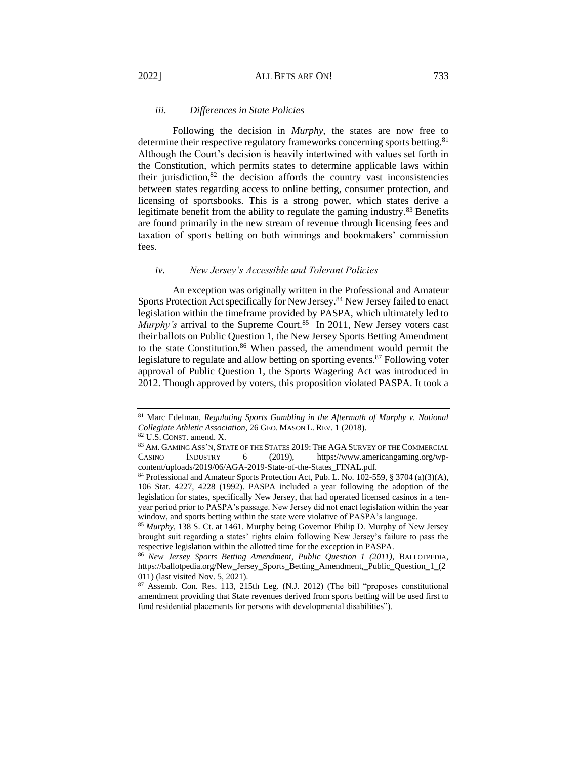### *iii. Differences in State Policies*

Following the decision in *Murphy*, the states are now free to determine their respective regulatory frameworks concerning sports betting.[81] Although the Court's decision is heavily intertwined with values set forth in the Constitution, which permits states to determine applicable laws within their jurisdiction,[82] the decision affords the country vast inconsistencies between states regarding access to online betting, consumer protection, and licensing of sportsbooks. This is a strong power, which states derive a legitimate benefit from the ability to regulate the gaming industry.[83] Benefits are found primarily in the new stream of revenue through licensing fees and taxation of sports betting on both winnings and bookmakers' commission fees.

### *iv. New Jersey's Accessible and Tolerant Policies*

An exception was originally written in the Professional and Amateur Sports Protection Act specifically for New Jersey.[84] New Jersey failed to enact legislation within the timeframe provided by PASPA, which ultimately led to *Murphy's* arrival to the Supreme Court.[85] In 2011, New Jersey voters cast their ballots on Public Question 1, the New Jersey Sports Betting Amendment to the state Constitution.[86] When passed, the amendment would permit the legislature to regulate and allow betting on sporting events.[87] Following voter approval of Public Question 1, the Sports Wagering Act was introduced in 2012. Though approved by voters, this proposition violated PASPA. It took a

---

[81] Marc Edelman, *Regulating Sports Gambling in the Aftermath of Murphy v. National Collegiate Athletic Association*, 26 GEO. MASON L. REV. 1 (2018).

[82] U.S. CONST. amend. X.

[83] AM. GAMING ASS'N, STATE OF THE STATES 2019: THE AGA SURVEY OF THE COMMERCIAL CASINO INDUSTRY 6 (2019), https://www.americangaming.org/wp-content/uploads/2019/06/AGA-2019-State-of-the-States_FINAL.pdf.

[84] Professional and Amateur Sports Protection Act, Pub. L. No. 102-559, § 3704 (a)(3)(A), 106 Stat. 4227, 4228 (1992). PASPA included a year following the adoption of the legislation for states, specifically New Jersey, that had operated licensed casinos in a ten-year period prior to PASPA's passage. New Jersey did not enact legislation within the year window, and sports betting within the state were violative of PASPA's language.

[85] *Murphy*, 138 S. Ct. at 1461. Murphy being Governor Philip D. Murphy of New Jersey brought suit regarding a states' rights claim following New Jersey's failure to pass the respective legislation within the allotted time for the exception in PASPA.

[86] *New Jersey Sports Betting Amendment, Public Question 1 (2011)*, BALLOTPEDIA, https://ballotpedia.org/New_Jersey_Sports_Betting_Amendment,_Public_Question_1_(2011) (last visited Nov. 5, 2021).

[87] Assemb. Con. Res. 113, 215th Leg. (N.J. 2012) (The bill "proposes constitutional amendment providing that State revenues derived from sports betting will be used first to fund residential placements for persons with developmental disabilities").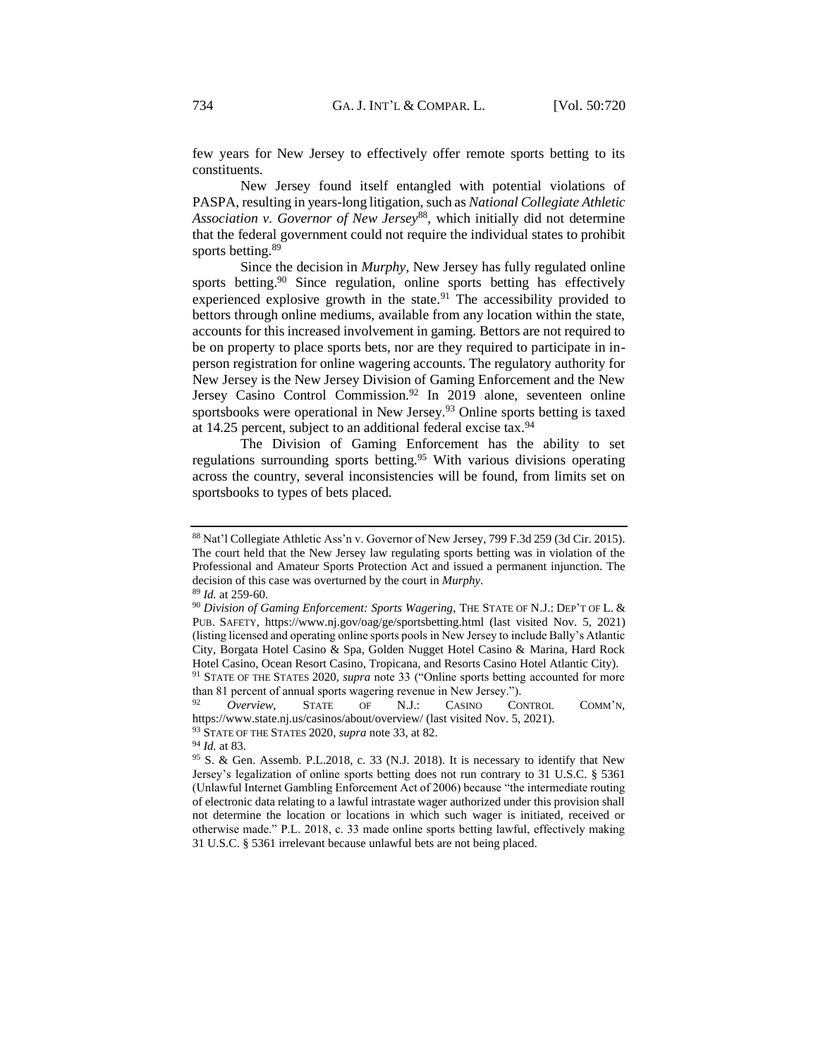few years for New Jersey to effectively offer remote sports betting to its constituents.

New Jersey found itself entangled with potential violations of PASPA, resulting in years-long litigation, such as *National Collegiate Athletic Association v. Governor of New Jersey*[88], which initially did not determine that the federal government could not require the individual states to prohibit sports betting.[89]

Since the decision in *Murphy*, New Jersey has fully regulated online sports betting.[90] Since regulation, online sports betting has effectively experienced explosive growth in the state.[91] The accessibility provided to bettors through online mediums, available from any location within the state, accounts for this increased involvement in gaming. Bettors are not required to be on property to place sports bets, nor are they required to participate in in-person registration for online wagering accounts. The regulatory authority for New Jersey is the New Jersey Division of Gaming Enforcement and the New Jersey Casino Control Commission.[92] In 2019 alone, seventeen online sportsbooks were operational in New Jersey.[93] Online sports betting is taxed at 14.25 percent, subject to an additional federal excise tax.[94]

The Division of Gaming Enforcement has the ability to set regulations surrounding sports betting.[95] With various divisions operating across the country, several inconsistencies will be found, from limits set on sportsbooks to types of bets placed.

---

[88] Nat'l Collegiate Athletic Ass'n v. Governor of New Jersey, 799 F.3d 259 (3d Cir. 2015). The court held that the New Jersey law regulating sports betting was in violation of the Professional and Amateur Sports Protection Act and issued a permanent injunction. The decision of this case was overturned by the court in *Murphy*.

[89] *Id.* at 259-60.

[90] *Division of Gaming Enforcement: Sports Wagering*, THE STATE OF N.J.: DEP'T OF L. & PUB. SAFETY, https://www.nj.gov/oag/ge/sportsbetting.html (last visited Nov. 5, 2021) (listing licensed and operating online sports pools in New Jersey to include Bally's Atlantic City, Borgata Hotel Casino & Spa, Golden Nugget Hotel Casino & Marina, Hard Rock Hotel Casino, Ocean Resort Casino, Tropicana, and Resorts Casino Hotel Atlantic City).

[91] STATE OF THE STATES 2020, *supra* note 33 ("Online sports betting accounted for more than 81 percent of annual sports wagering revenue in New Jersey.").

[92] *Overview*, STATE OF N.J.: CASINO CONTROL COMM'N, https://www.state.nj.us/casinos/about/overview/ (last visited Nov. 5, 2021).

[93] STATE OF THE STATES 2020, *supra* note 33, at 82.

[94] *Id.* at 83.

[95] S. & Gen. Assemb. P.L.2018, c. 33 (N.J. 2018). It is necessary to identify that New Jersey's legalization of online sports betting does not run contrary to 31 U.S.C. § 5361 (Unlawful Internet Gambling Enforcement Act of 2006) because "the intermediate routing of electronic data relating to a lawful intrastate wager authorized under this provision shall not determine the location or locations in which such wager is initiated, received or otherwise made." P.L. 2018, c. 33 made online sports betting lawful, effectively making 31 U.S.C. § 5361 irrelevant because unlawful bets are not being placed.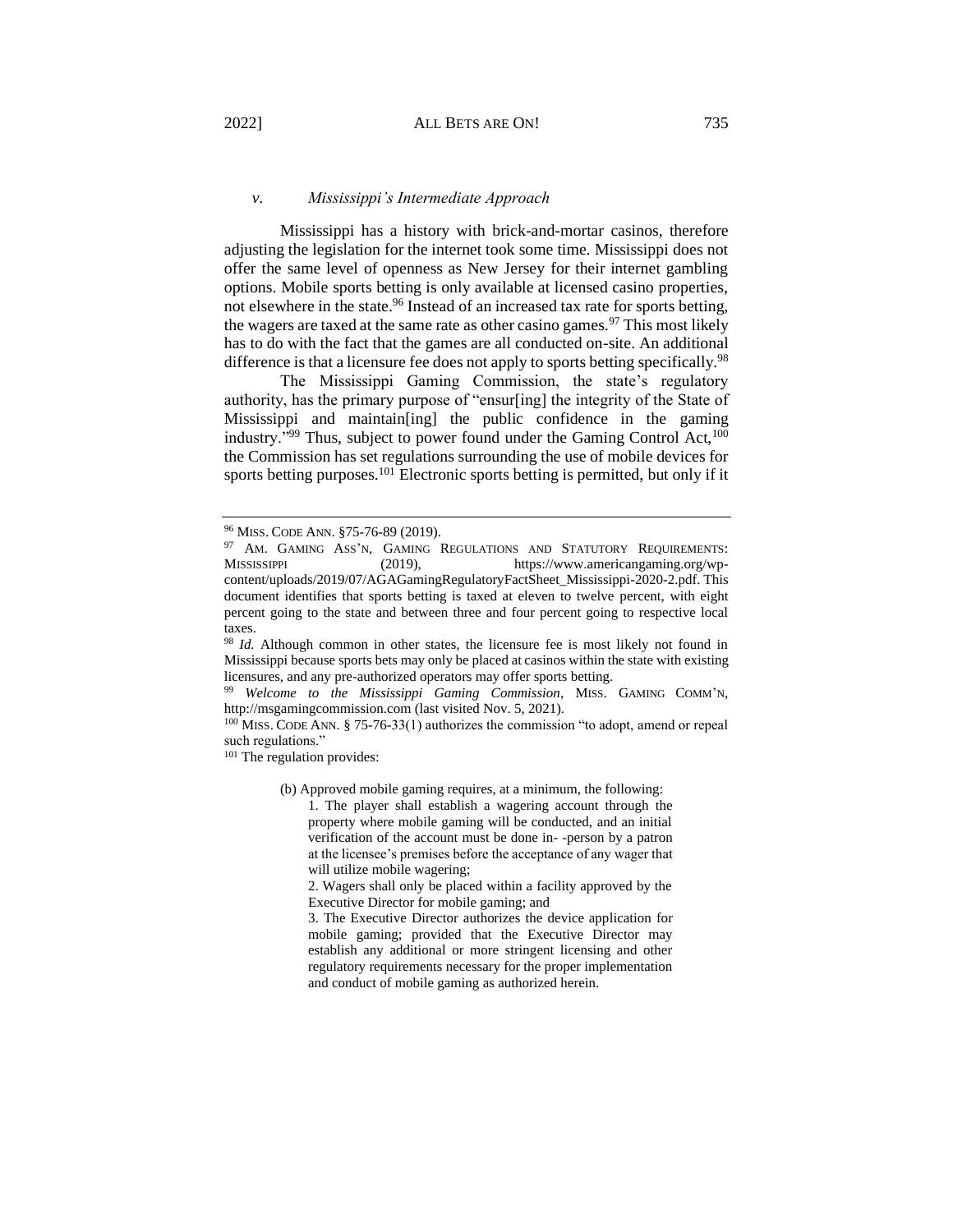### *v. Mississippi's Intermediate Approach*

Mississippi has a history with brick-and-mortar casinos, therefore adjusting the legislation for the internet took some time. Mississippi does not offer the same level of openness as New Jersey for their internet gambling options. Mobile sports betting is only available at licensed casino properties, not elsewhere in the state.[96] Instead of an increased tax rate for sports betting, the wagers are taxed at the same rate as other casino games.[97] This most likely has to do with the fact that the games are all conducted on-site. An additional difference is that a licensure fee does not apply to sports betting specifically.[98]

The Mississippi Gaming Commission, the state's regulatory authority, has the primary purpose of "ensur[ing] the integrity of the State of Mississippi and maintain[ing] the public confidence in the gaming industry."[99] Thus, subject to power found under the Gaming Control Act,[100] the Commission has set regulations surrounding the use of mobile devices for sports betting purposes.[101] Electronic sports betting is permitted, but only if it

---

[96] MISS. CODE ANN. §75-76-89 (2019).

[97] AM. GAMING ASS'N, GAMING REGULATIONS AND STATUTORY REQUIREMENTS: MISSISSIPPI (2019), https://www.americangaming.org/wp-content/uploads/2019/07/AGAGamingRegulatoryFactSheet_Mississippi-2020-2.pdf. This document identifies that sports betting is taxed at eleven to twelve percent, with eight percent going to the state and between three and four percent going to respective local taxes.

[98] *Id.* Although common in other states, the licensure fee is most likely not found in Mississippi because sports bets may only be placed at casinos within the state with existing licensures, and any pre-authorized operators may offer sports betting.

[99] *Welcome to the Mississippi Gaming Commission*, MISS. GAMING COMM'N, http://msgamingcommission.com (last visited Nov. 5, 2021).

[100] MISS. CODE ANN. § 75-76-33(1) authorizes the commission "to adopt, amend or repeal such regulations."

[101] The regulation provides:

> (b) Approved mobile gaming requires, at a minimum, the following:
>
> 1. The player shall establish a wagering account through the property where mobile gaming will be conducted, and an initial verification of the account must be done in- -person by a patron at the licensee's premises before the acceptance of any wager that will utilize mobile wagering;
> 2. Wagers shall only be placed within a facility approved by the Executive Director for mobile gaming; and
> 3. The Executive Director authorizes the device application for mobile gaming; provided that the Executive Director may establish any additional or more stringent licensing and other regulatory requirements necessary for the proper implementation and conduct of mobile gaming as authorized herein.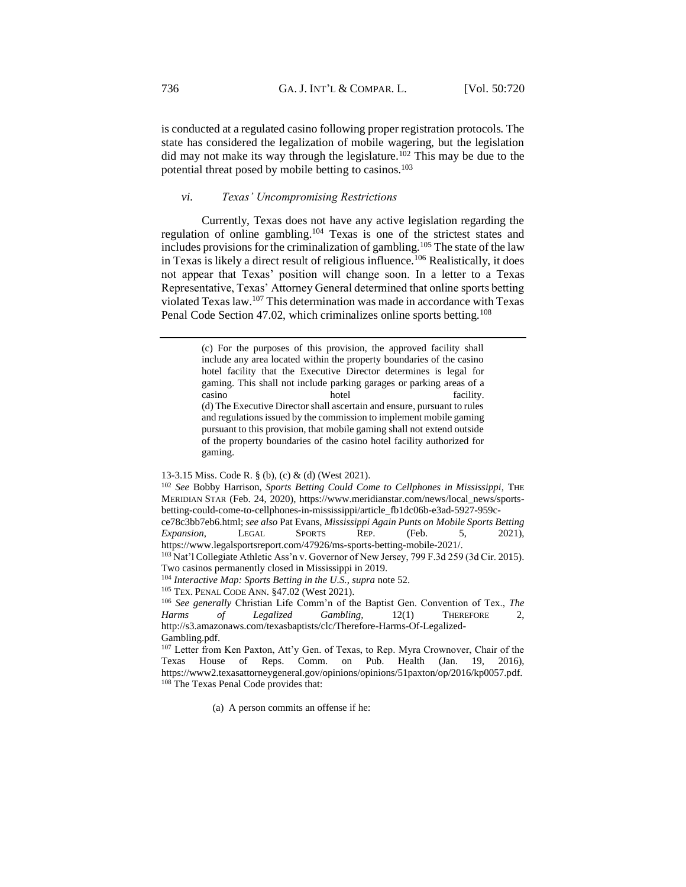is conducted at a regulated casino following proper registration protocols. The state has considered the legalization of mobile wagering, but the legislation did may not make its way through the legislature.[102] This may be due to the potential threat posed by mobile betting to casinos.[103]

### *vi. Texas' Uncompromising Restrictions*

Currently, Texas does not have any active legislation regarding the regulation of online gambling.[104] Texas is one of the strictest states and includes provisions for the criminalization of gambling.[105] The state of the law in Texas is likely a direct result of religious influence.[106] Realistically, it does not appear that Texas' position will change soon. In a letter to a Texas Representative, Texas' Attorney General determined that online sports betting violated Texas law.[107] This determination was made in accordance with Texas Penal Code Section 47.02, which criminalizes online sports betting.[108]

---

> (c) For the purposes of this provision, the approved facility shall include any area located within the property boundaries of the casino hotel facility that the Executive Director determines is legal for gaming. This shall not include parking garages or parking areas of a casino hotel facility.
> (d) The Executive Director shall ascertain and ensure, pursuant to rules and regulations issued by the commission to implement mobile gaming pursuant to this provision, that mobile gaming shall not extend outside of the property boundaries of the casino hotel facility authorized for gaming.

13-3.15 Miss. Code R. § (b), (c) & (d) (West 2021).

[102] *See* Bobby Harrison, *Sports Betting Could Come to Cellphones in Mississippi*, THE MERIDIAN STAR (Feb. 24, 2020), https://www.meridianstar.com/news/local_news/sports-betting-could-come-to-cellphones-in-mississippi/article_fb1dc06b-e3ad-5927-959c-ce78c3bb7eb6.html; *see also* Pat Evans, *Mississippi Again Punts on Mobile Sports Betting Expansion*, LEGAL SPORTS REP. (Feb. 5, 2021), https://www.legalsportsreport.com/47926/ms-sports-betting-mobile-2021/.

[103] Nat'l Collegiate Athletic Ass'n v. Governor of New Jersey, 799 F.3d 259 (3d Cir. 2015). Two casinos permanently closed in Mississippi in 2019.

[104] *Interactive Map: Sports Betting in the U.S.*, *supra* note 52.

[105] TEX. PENAL CODE ANN. §47.02 (West 2021).

[106] *See generally* Christian Life Comm'n of the Baptist Gen. Convention of Tex., *The Harms of Legalized Gambling*, 12(1) THEREFORE 2, http://s3.amazonaws.com/texasbaptists/clc/Therefore-Harms-Of-Legalized-Gambling.pdf.

[107] Letter from Ken Paxton, Att'y Gen. of Texas, to Rep. Myra Crownover, Chair of the Texas House of Reps. Comm. on Pub. Health (Jan. 19, 2016), https://www2.texasattorneygeneral.gov/opinions/opinions/51paxton/op/2016/kp0057.pdf.

[108] The Texas Penal Code provides that:

> (a) A person commits an offense if he: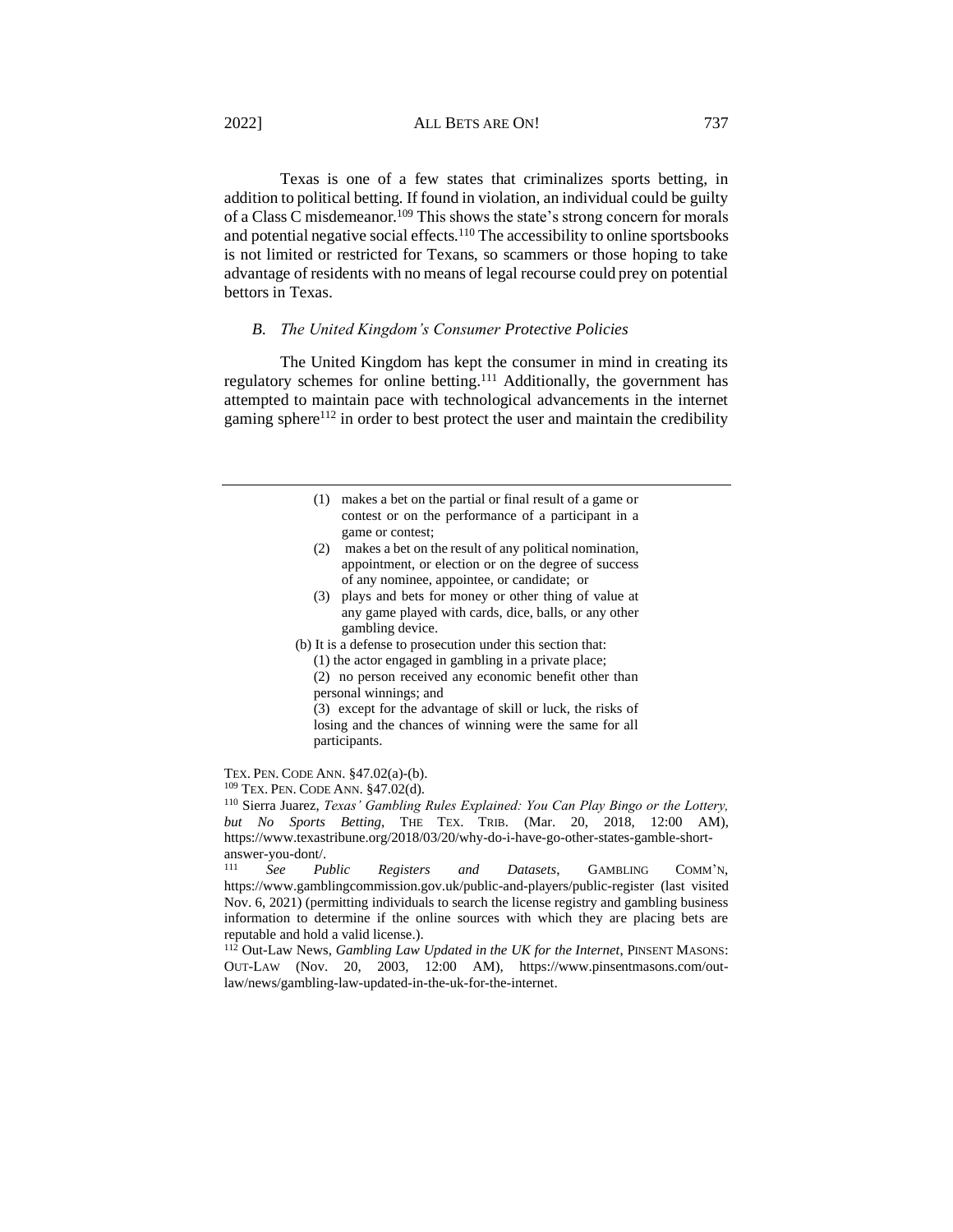Texas is one of a few states that criminalizes sports betting, in addition to political betting. If found in violation, an individual could be guilty of a Class C misdemeanor.[109] This shows the state's strong concern for morals and potential negative social effects.[110] The accessibility to online sportsbooks is not limited or restricted for Texans, so scammers or those hoping to take advantage of residents with no means of legal recourse could prey on potential bettors in Texas.

### *B. The United Kingdom's Consumer Protective Policies*

The United Kingdom has kept the consumer in mind in creating its regulatory schemes for online betting.[111] Additionally, the government has attempted to maintain pace with technological advancements in the internet gaming sphere[112] in order to best protect the user and maintain the credibility

---

> (1) makes a bet on the partial or final result of a game or contest or on the performance of a participant in a game or contest;
>
> (2) makes a bet on the result of any political nomination, appointment, or election or on the degree of success of any nominee, appointee, or candidate; or
>
> (3) plays and bets for money or other thing of value at any game played with cards, dice, balls, or any other gambling device.
>
> (b) It is a defense to prosecution under this section that:
>
> (1) the actor engaged in gambling in a private place;
>
> (2) no person received any economic benefit other than personal winnings; and
>
> (3) except for the advantage of skill or luck, the risks of losing and the chances of winning were the same for all participants.

TEX. PEN. CODE ANN. §47.02(a)-(b).

[109] TEX. PEN. CODE ANN. §47.02(d).

[110] Sierra Juarez, *Texas' Gambling Rules Explained: You Can Play Bingo or the Lottery, but No Sports Betting*, THE TEX. TRIB. (Mar. 20, 2018, 12:00 AM), https://www.texastribune.org/2018/03/20/why-do-i-have-go-other-states-gamble-short-answer-you-dont/.

[111] *See Public Registers and Datasets*, GAMBLING COMM'N, https://www.gamblingcommission.gov.uk/public-and-players/public-register (last visited Nov. 6, 2021) (permitting individuals to search the license registry and gambling business information to determine if the online sources with which they are placing bets are reputable and hold a valid license.).

[112] Out-Law News, *Gambling Law Updated in the UK for the Internet*, PINSENT MASONS: OUT-LAW (Nov. 20, 2003, 12:00 AM), https://www.pinsentmasons.com/out-law/news/gambling-law-updated-in-the-uk-for-the-internet.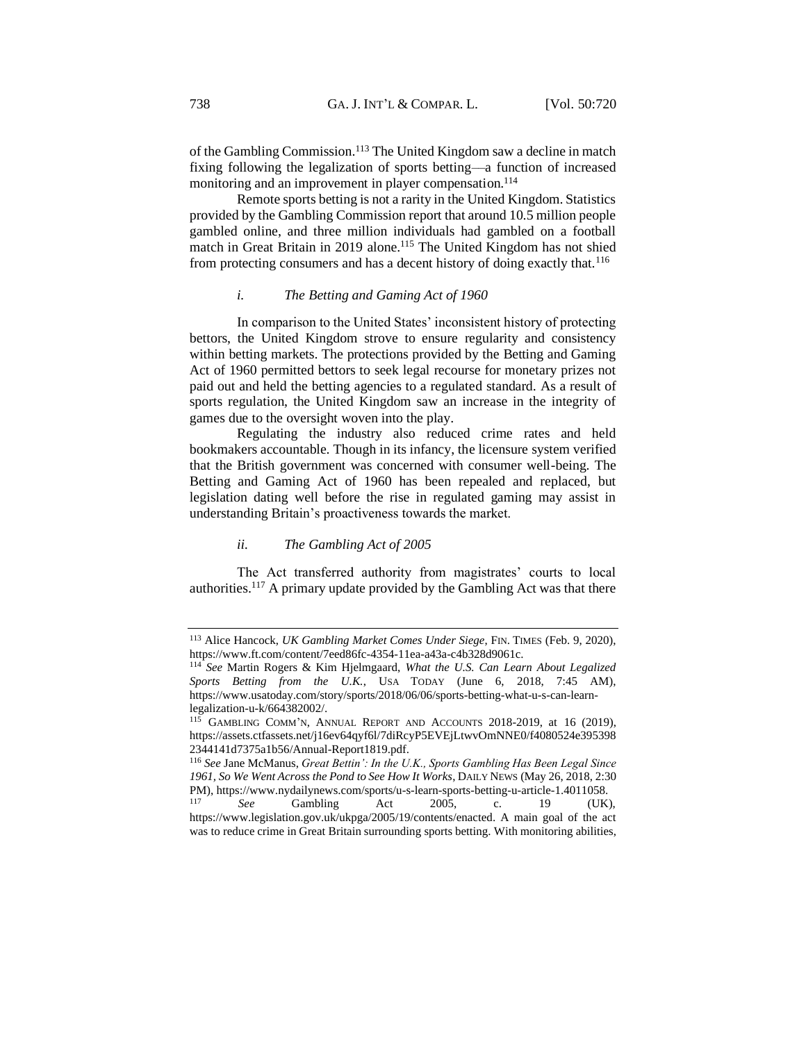of the Gambling Commission.[113] The United Kingdom saw a decline in match fixing following the legalization of sports betting—a function of increased monitoring and an improvement in player compensation.[114]

Remote sports betting is not a rarity in the United Kingdom. Statistics provided by the Gambling Commission report that around 10.5 million people gambled online, and three million individuals had gambled on a football match in Great Britain in 2019 alone.[115] The United Kingdom has not shied from protecting consumers and has a decent history of doing exactly that.[116]

#### *i. The Betting and Gaming Act of 1960*

In comparison to the United States' inconsistent history of protecting bettors, the United Kingdom strove to ensure regularity and consistency within betting markets. The protections provided by the Betting and Gaming Act of 1960 permitted bettors to seek legal recourse for monetary prizes not paid out and held the betting agencies to a regulated standard. As a result of sports regulation, the United Kingdom saw an increase in the integrity of games due to the oversight woven into the play.

Regulating the industry also reduced crime rates and held bookmakers accountable. Though in its infancy, the licensure system verified that the British government was concerned with consumer well-being. The Betting and Gaming Act of 1960 has been repealed and replaced, but legislation dating well before the rise in regulated gaming may assist in understanding Britain's proactiveness towards the market.

#### *ii. The Gambling Act of 2005*

The Act transferred authority from magistrates' courts to local authorities.[117] A primary update provided by the Gambling Act was that there

---

[113] Alice Hancock, *UK Gambling Market Comes Under Siege*, FIN. TIMES (Feb. 9, 2020), https://www.ft.com/content/7eed86fc-4354-11ea-a43a-c4b328d9061c.

[114] *See* Martin Rogers & Kim Hjelmgaard, *What the U.S. Can Learn About Legalized Sports Betting from the U.K.*, USA TODAY (June 6, 2018, 7:45 AM), https://www.usatoday.com/story/sports/2018/06/06/sports-betting-what-u-s-can-learn-legalization-u-k/664382002/.

[115] GAMBLING COMM'N, ANNUAL REPORT AND ACCOUNTS 2018-2019, at 16 (2019), https://assets.ctfassets.net/j16ev64qyf6l/7diRcyP5EVEjLtwvOmNNE0/f4080524e3953982344141d7375a1b56/Annual-Report1819.pdf.

[116] *See* Jane McManus, *Great Bettin': In the U.K., Sports Gambling Has Been Legal Since 1961, So We Went Across the Pond to See How It Works*, DAILY NEWS (May 26, 2018, 2:30 PM), https://www.nydailynews.com/sports/u-s-learn-sports-betting-u-article-1.4011058.

[117] *See* Gambling Act 2005, c. 19 (UK), https://www.legislation.gov.uk/ukpga/2005/19/contents/enacted. A main goal of the act was to reduce crime in Great Britain surrounding sports betting. With monitoring abilities,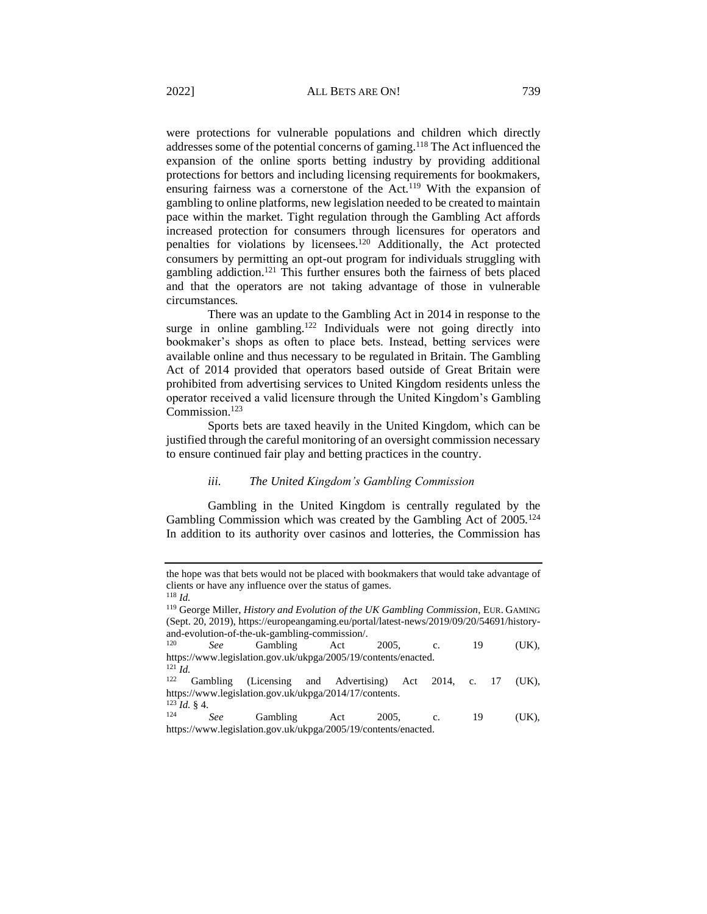were protections for vulnerable populations and children which directly addresses some of the potential concerns of gaming.[118] The Act influenced the expansion of the online sports betting industry by providing additional protections for bettors and including licensing requirements for bookmakers, ensuring fairness was a cornerstone of the Act.[119] With the expansion of gambling to online platforms, new legislation needed to be created to maintain pace within the market. Tight regulation through the Gambling Act affords increased protection for consumers through licensures for operators and penalties for violations by licensees.[120] Additionally, the Act protected consumers by permitting an opt-out program for individuals struggling with gambling addiction.[121] This further ensures both the fairness of bets placed and that the operators are not taking advantage of those in vulnerable circumstances.

There was an update to the Gambling Act in 2014 in response to the surge in online gambling.[122] Individuals were not going directly into bookmaker's shops as often to place bets. Instead, betting services were available online and thus necessary to be regulated in Britain. The Gambling Act of 2014 provided that operators based outside of Great Britain were prohibited from advertising services to United Kingdom residents unless the operator received a valid licensure through the United Kingdom's Gambling Commission.[123]

Sports bets are taxed heavily in the United Kingdom, which can be justified through the careful monitoring of an oversight commission necessary to ensure continued fair play and betting practices in the country.

### *iii. The United Kingdom's Gambling Commission*

Gambling in the United Kingdom is centrally regulated by the Gambling Commission which was created by the Gambling Act of 2005.[124] In addition to its authority over casinos and lotteries, the Commission has

---

the hope was that bets would not be placed with bookmakers that would take advantage of clients or have any influence over the status of games.

[118] *Id.*

[119] George Miller, *History and Evolution of the UK Gambling Commission*, EUR. GAMING (Sept. 20, 2019), https://europeangaming.eu/portal/latest-news/2019/09/20/54691/history-and-evolution-of-the-uk-gambling-commission/.

[120] *See* Gambling Act 2005, c. 19 (UK), https://www.legislation.gov.uk/ukpga/2005/19/contents/enacted.

[121] *Id.*

[122] Gambling (Licensing and Advertising) Act 2014, c. 17 (UK), https://www.legislation.gov.uk/ukpga/2014/17/contents.

[123] *Id.* § 4.

[124] *See* Gambling Act 2005, c. 19 (UK), https://www.legislation.gov.uk/ukpga/2005/19/contents/enacted.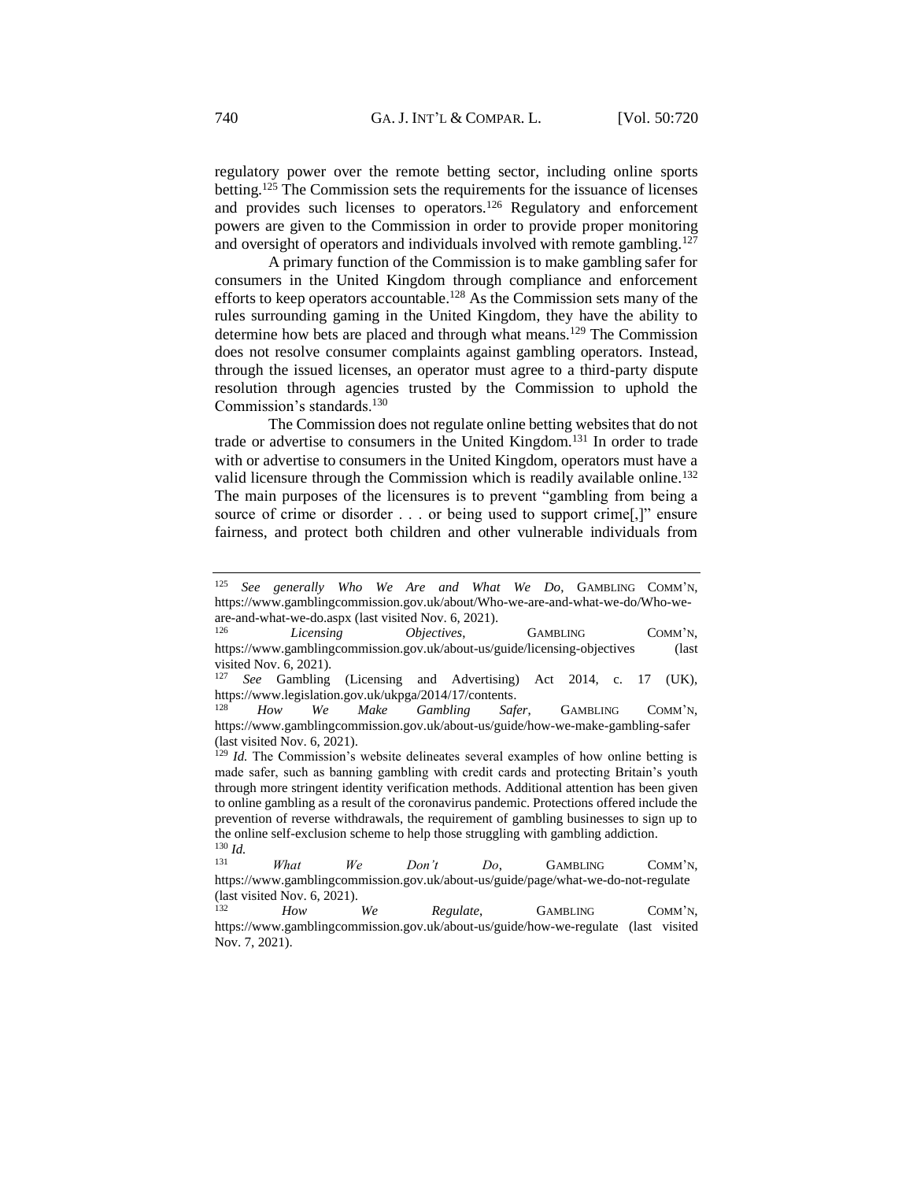regulatory power over the remote betting sector, including online sports betting.[125] The Commission sets the requirements for the issuance of licenses and provides such licenses to operators.[126] Regulatory and enforcement powers are given to the Commission in order to provide proper monitoring and oversight of operators and individuals involved with remote gambling.[127]

A primary function of the Commission is to make gambling safer for consumers in the United Kingdom through compliance and enforcement efforts to keep operators accountable.[128] As the Commission sets many of the rules surrounding gaming in the United Kingdom, they have the ability to determine how bets are placed and through what means.[129] The Commission does not resolve consumer complaints against gambling operators. Instead, through the issued licenses, an operator must agree to a third-party dispute resolution through agencies trusted by the Commission to uphold the Commission's standards.[130]

The Commission does not regulate online betting websites that do not trade or advertise to consumers in the United Kingdom.[131] In order to trade with or advertise to consumers in the United Kingdom, operators must have a valid licensure through the Commission which is readily available online.[132] The main purposes of the licensures is to prevent "gambling from being a source of crime or disorder . . . or being used to support crime[,]" ensure fairness, and protect both children and other vulnerable individuals from

---

[125] *See generally Who We Are and What We Do*, GAMBLING COMM'N, https://www.gamblingcommission.gov.uk/about/Who-we-are-and-what-we-do/Who-we-are-and-what-we-do.aspx (last visited Nov. 6, 2021).

[126] *Licensing Objectives*, GAMBLING COMM'N, https://www.gamblingcommission.gov.uk/about-us/guide/licensing-objectives (last visited Nov. 6, 2021).

[127] *See* Gambling (Licensing and Advertising) Act 2014, c. 17 (UK), https://www.legislation.gov.uk/ukpga/2014/17/contents.

[128] *How We Make Gambling Safer*, GAMBLING COMM'N, https://www.gamblingcommission.gov.uk/about-us/guide/how-we-make-gambling-safer (last visited Nov. 6, 2021).

[129] *Id.* The Commission's website delineates several examples of how online betting is made safer, such as banning gambling with credit cards and protecting Britain's youth through more stringent identity verification methods. Additional attention has been given to online gambling as a result of the coronavirus pandemic. Protections offered include the prevention of reverse withdrawals, the requirement of gambling businesses to sign up to the online self-exclusion scheme to help those struggling with gambling addiction.

[130] *Id.*

[131] *What We Don't Do*, GAMBLING COMM'N, https://www.gamblingcommission.gov.uk/about-us/guide/page/what-we-do-not-regulate (last visited Nov. 6, 2021).

[132] *How We Regulate*, GAMBLING COMM'N, https://www.gamblingcommission.gov.uk/about-us/guide/how-we-regulate (last visited Nov. 7, 2021).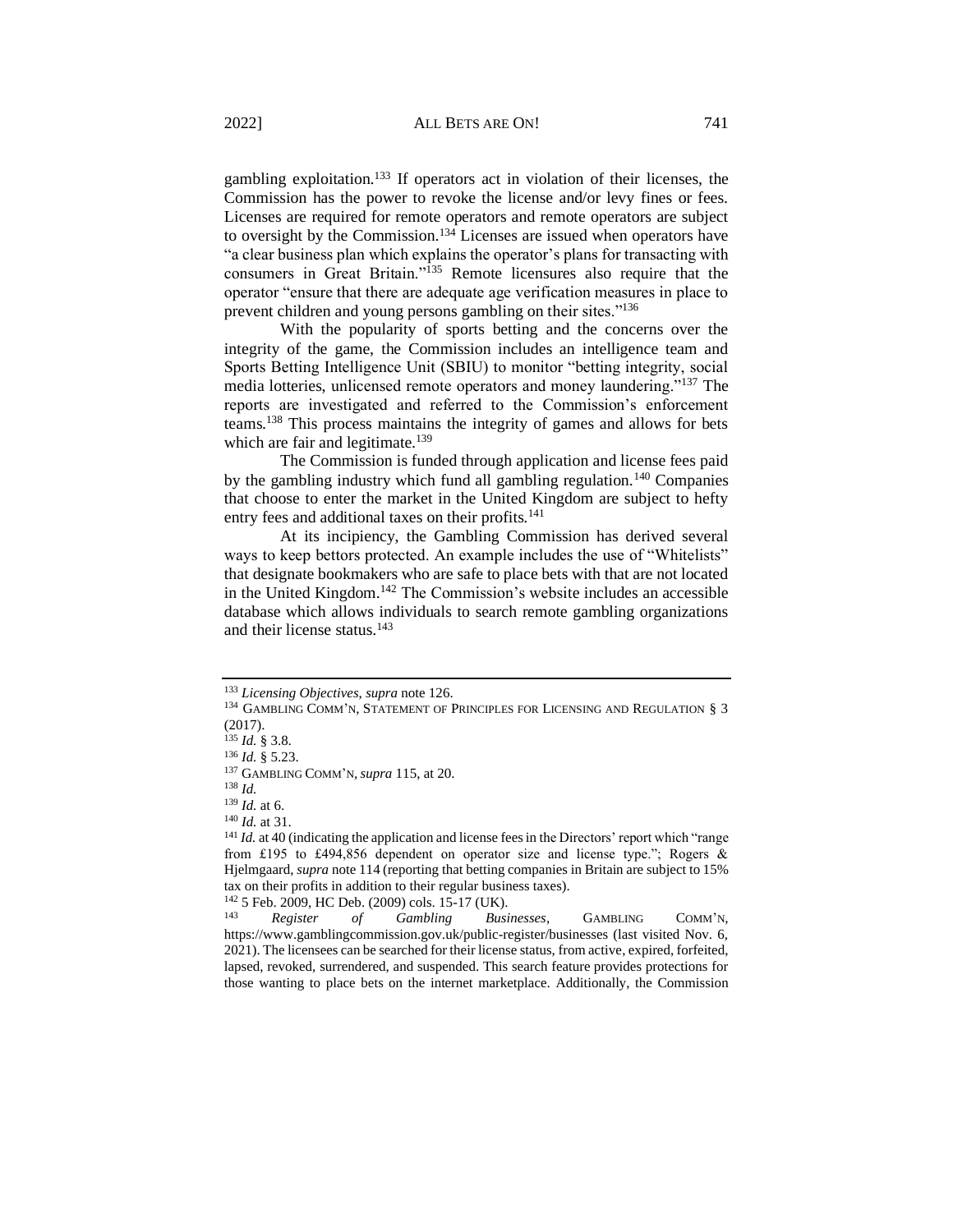gambling exploitation.[133] If operators act in violation of their licenses, the Commission has the power to revoke the license and/or levy fines or fees. Licenses are required for remote operators and remote operators are subject to oversight by the Commission.[134] Licenses are issued when operators have "a clear business plan which explains the operator's plans for transacting with consumers in Great Britain."[135] Remote licensures also require that the operator "ensure that there are adequate age verification measures in place to prevent children and young persons gambling on their sites."[136]

With the popularity of sports betting and the concerns over the integrity of the game, the Commission includes an intelligence team and Sports Betting Intelligence Unit (SBIU) to monitor "betting integrity, social media lotteries, unlicensed remote operators and money laundering."[137] The reports are investigated and referred to the Commission's enforcement teams.[138] This process maintains the integrity of games and allows for bets which are fair and legitimate.[139]

The Commission is funded through application and license fees paid by the gambling industry which fund all gambling regulation.[140] Companies that choose to enter the market in the United Kingdom are subject to hefty entry fees and additional taxes on their profits.[141]

At its incipiency, the Gambling Commission has derived several ways to keep bettors protected. An example includes the use of "Whitelists" that designate bookmakers who are safe to place bets with that are not located in the United Kingdom.[142] The Commission's website includes an accessible database which allows individuals to search remote gambling organizations and their license status.[143]

---

[133] *Licensing Objectives*, *supra* note 126.

[134] GAMBLING COMM'N, STATEMENT OF PRINCIPLES FOR LICENSING AND REGULATION § 3 (2017).

[135] *Id.* § 3.8.

[136] *Id.* § 5.23.

[137] GAMBLING COMM'N, *supra* 115, at 20.

[138] *Id.*

[139] *Id.* at 6.

[140] *Id.* at 31.

[141] *Id.* at 40 (indicating the application and license fees in the Directors' report which "range from £195 to £494,856 dependent on operator size and license type."; Rogers & Hjelmgaard, *supra* note 114 (reporting that betting companies in Britain are subject to 15% tax on their profits in addition to their regular business taxes).

[142] 5 Feb. 2009, HC Deb. (2009) cols. 15-17 (UK).

[143] *Register of Gambling Businesses*, GAMBLING COMM'N, https://www.gamblingcommission.gov.uk/public-register/businesses (last visited Nov. 6, 2021). The licensees can be searched for their license status, from active, expired, forfeited, lapsed, revoked, surrendered, and suspended. This search feature provides protections for those wanting to place bets on the internet marketplace. Additionally, the Commission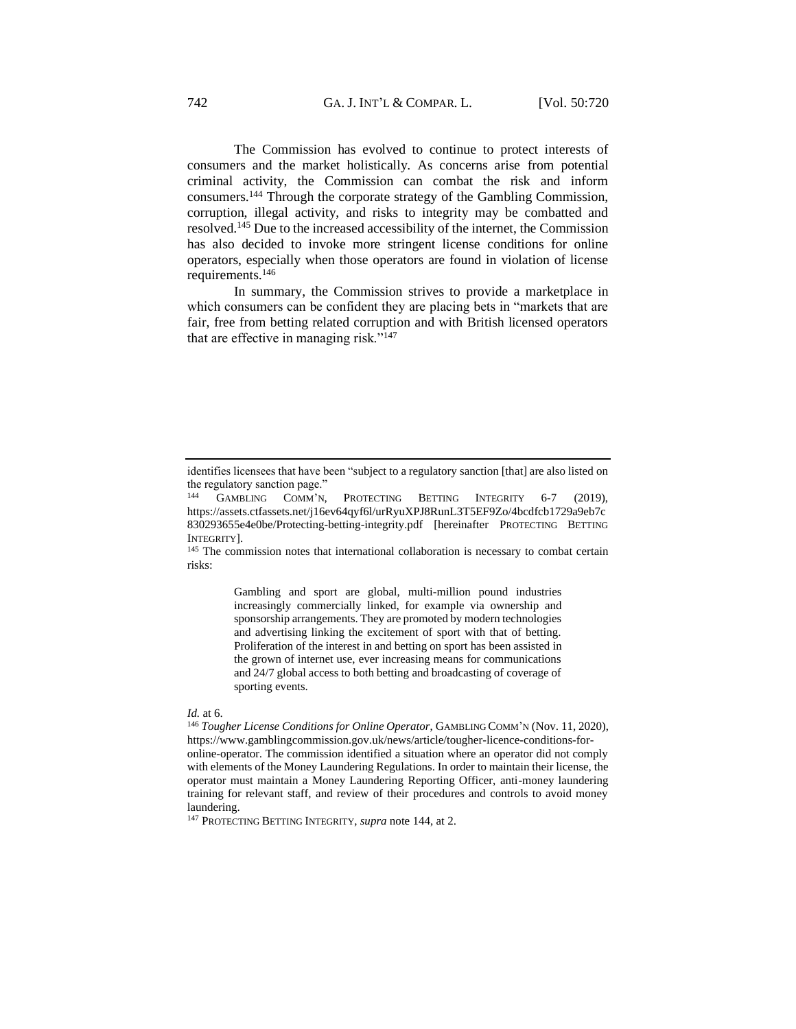The Commission has evolved to continue to protect interests of consumers and the market holistically. As concerns arise from potential criminal activity, the Commission can combat the risk and inform consumers.[144] Through the corporate strategy of the Gambling Commission, corruption, illegal activity, and risks to integrity may be combatted and resolved.[145] Due to the increased accessibility of the internet, the Commission has also decided to invoke more stringent license conditions for online operators, especially when those operators are found in violation of license requirements.[146]

In summary, the Commission strives to provide a marketplace in which consumers can be confident they are placing bets in "markets that are fair, free from betting related corruption and with British licensed operators that are effective in managing risk."[147]

---

identifies licensees that have been "subject to a regulatory sanction [that] are also listed on the regulatory sanction page."

[144] GAMBLING COMM'N, PROTECTING BETTING INTEGRITY 6-7 (2019), https://assets.ctfassets.net/j16ev64qyf6l/urRyuXPJ8RunL3T5EF9Zo/4bcdfcb1729a9eb7c830293655e4e0be/Protecting-betting-integrity.pdf [hereinafter PROTECTING BETTING INTEGRITY].

[145] The commission notes that international collaboration is necessary to combat certain risks:

> Gambling and sport are global, multi-million pound industries increasingly commercially linked, for example via ownership and sponsorship arrangements. They are promoted by modern technologies and advertising linking the excitement of sport with that of betting. Proliferation of the interest in and betting on sport has been assisted in the grown of internet use, ever increasing means for communications and 24/7 global access to both betting and broadcasting of coverage of sporting events.

*Id.* at 6.

[146] *Tougher License Conditions for Online Operator*, GAMBLING COMM'N (Nov. 11, 2020), https://www.gamblingcommission.gov.uk/news/article/tougher-licence-conditions-for-online-operator. The commission identified a situation where an operator did not comply with elements of the Money Laundering Regulations. In order to maintain their license, the operator must maintain a Money Laundering Reporting Officer, anti-money laundering training for relevant staff, and review of their procedures and controls to avoid money laundering.

[147] PROTECTING BETTING INTEGRITY, *supra* note 144, at 2.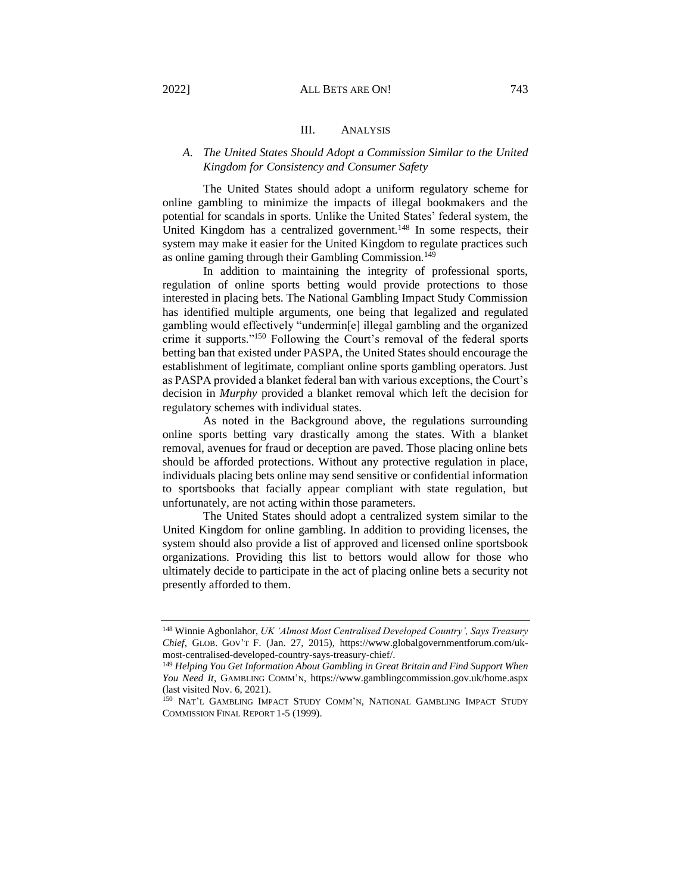## III. Analysis

### *A. The United States Should Adopt a Commission Similar to the United Kingdom for Consistency and Consumer Safety*

The United States should adopt a uniform regulatory scheme for online gambling to minimize the impacts of illegal bookmakers and the potential for scandals in sports. Unlike the United States' federal system, the United Kingdom has a centralized government.[148] In some respects, their system may make it easier for the United Kingdom to regulate practices such as online gaming through their Gambling Commission.[149]

In addition to maintaining the integrity of professional sports, regulation of online sports betting would provide protections to those interested in placing bets. The National Gambling Impact Study Commission has identified multiple arguments, one being that legalized and regulated gambling would effectively "undermin[e] illegal gambling and the organized crime it supports."[150] Following the Court's removal of the federal sports betting ban that existed under PASPA, the United States should encourage the establishment of legitimate, compliant online sports gambling operators. Just as PASPA provided a blanket federal ban with various exceptions, the Court's decision in *Murphy* provided a blanket removal which left the decision for regulatory schemes with individual states.

As noted in the Background above, the regulations surrounding online sports betting vary drastically among the states. With a blanket removal, avenues for fraud or deception are paved. Those placing online bets should be afforded protections. Without any protective regulation in place, individuals placing bets online may send sensitive or confidential information to sportsbooks that facially appear compliant with state regulation, but unfortunately, are not acting within those parameters.

The United States should adopt a centralized system similar to the United Kingdom for online gambling. In addition to providing licenses, the system should also provide a list of approved and licensed online sportsbook organizations. Providing this list to bettors would allow for those who ultimately decide to participate in the act of placing online bets a security not presently afforded to them.

---

[148] Winnie Agbonlahor, *UK 'Almost Most Centralised Developed Country', Says Treasury Chief*, GLOB. GOV'T F. (Jan. 27, 2015), https://www.globalgovernmentforum.com/uk-most-centralised-developed-country-says-treasury-chief/.

[149] *Helping You Get Information About Gambling in Great Britain and Find Support When You Need It*, GAMBLING COMM'N, https://www.gamblingcommission.gov.uk/home.aspx (last visited Nov. 6, 2021).

[150] NAT'L GAMBLING IMPACT STUDY COMM'N, NATIONAL GAMBLING IMPACT STUDY COMMISSION FINAL REPORT 1-5 (1999).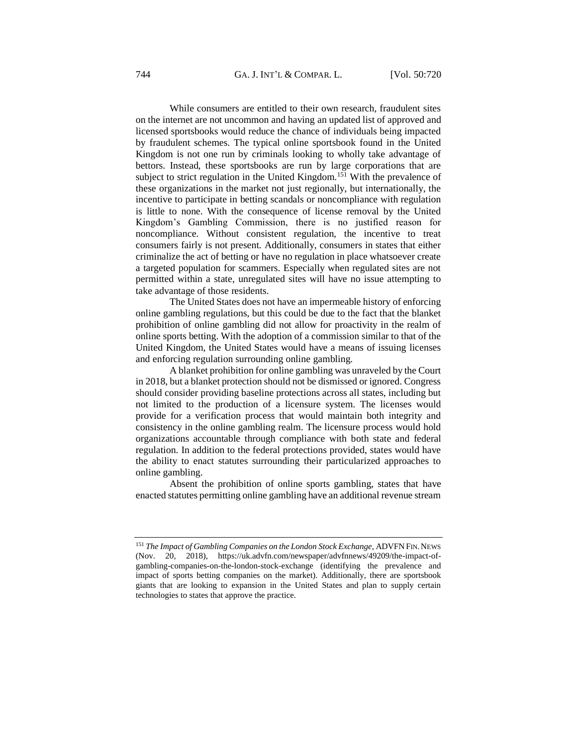While consumers are entitled to their own research, fraudulent sites on the internet are not uncommon and having an updated list of approved and licensed sportsbooks would reduce the chance of individuals being impacted by fraudulent schemes. The typical online sportsbook found in the United Kingdom is not one run by criminals looking to wholly take advantage of bettors. Instead, these sportsbooks are run by large corporations that are subject to strict regulation in the United Kingdom.[151] With the prevalence of these organizations in the market not just regionally, but internationally, the incentive to participate in betting scandals or noncompliance with regulation is little to none. With the consequence of license removal by the United Kingdom's Gambling Commission, there is no justified reason for noncompliance. Without consistent regulation, the incentive to treat consumers fairly is not present. Additionally, consumers in states that either criminalize the act of betting or have no regulation in place whatsoever create a targeted population for scammers. Especially when regulated sites are not permitted within a state, unregulated sites will have no issue attempting to take advantage of those residents.

The United States does not have an impermeable history of enforcing online gambling regulations, but this could be due to the fact that the blanket prohibition of online gambling did not allow for proactivity in the realm of online sports betting. With the adoption of a commission similar to that of the United Kingdom, the United States would have a means of issuing licenses and enforcing regulation surrounding online gambling.

A blanket prohibition for online gambling was unraveled by the Court in 2018, but a blanket protection should not be dismissed or ignored. Congress should consider providing baseline protections across all states, including but not limited to the production of a licensure system. The licenses would provide for a verification process that would maintain both integrity and consistency in the online gambling realm. The licensure process would hold organizations accountable through compliance with both state and federal regulation. In addition to the federal protections provided, states would have the ability to enact statutes surrounding their particularized approaches to online gambling.

Absent the prohibition of online sports gambling, states that have enacted statutes permitting online gambling have an additional revenue stream

---

[151] *The Impact of Gambling Companies on the London Stock Exchange*, ADVFN FIN. NEWS (Nov. 20, 2018), https://uk.advfn.com/newspaper/advfnnews/49209/the-impact-of-gambling-companies-on-the-london-stock-exchange (identifying the prevalence and impact of sports betting companies on the market). Additionally, there are sportsbook giants that are looking to expansion in the United States and plan to supply certain technologies to states that approve the practice.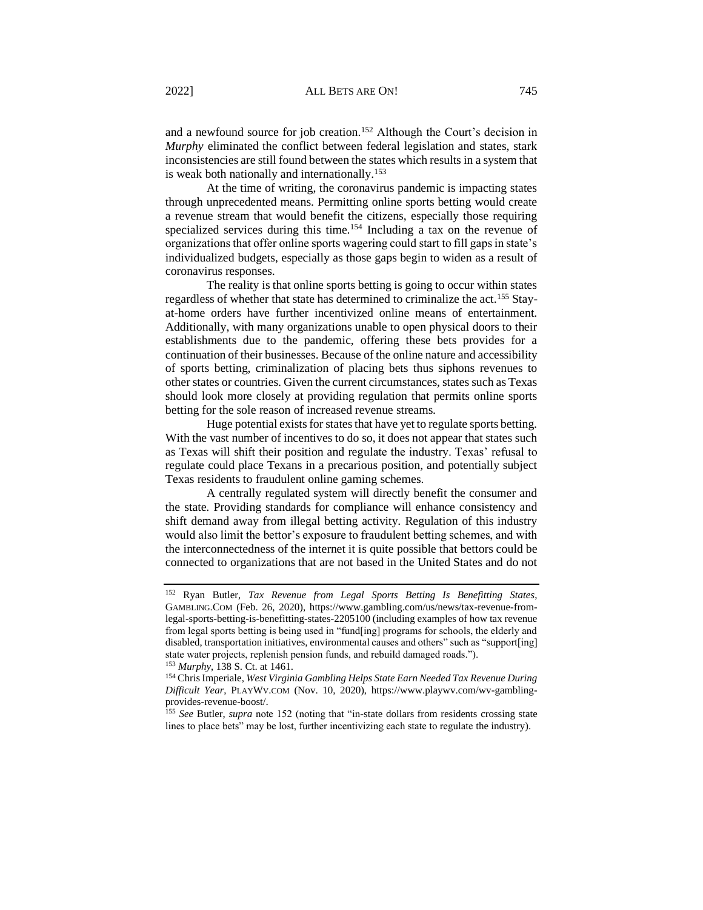and a newfound source for job creation.[152] Although the Court's decision in *Murphy* eliminated the conflict between federal legislation and states, stark inconsistencies are still found between the states which results in a system that is weak both nationally and internationally.[153]

At the time of writing, the coronavirus pandemic is impacting states through unprecedented means. Permitting online sports betting would create a revenue stream that would benefit the citizens, especially those requiring specialized services during this time.[154] Including a tax on the revenue of organizations that offer online sports wagering could start to fill gaps in state's individualized budgets, especially as those gaps begin to widen as a result of coronavirus responses.

The reality is that online sports betting is going to occur within states regardless of whether that state has determined to criminalize the act.[155] Stay-at-home orders have further incentivized online means of entertainment. Additionally, with many organizations unable to open physical doors to their establishments due to the pandemic, offering these bets provides for a continuation of their businesses. Because of the online nature and accessibility of sports betting, criminalization of placing bets thus siphons revenues to other states or countries. Given the current circumstances, states such as Texas should look more closely at providing regulation that permits online sports betting for the sole reason of increased revenue streams.

Huge potential exists for states that have yet to regulate sports betting. With the vast number of incentives to do so, it does not appear that states such as Texas will shift their position and regulate the industry. Texas' refusal to regulate could place Texans in a precarious position, and potentially subject Texas residents to fraudulent online gaming schemes.

A centrally regulated system will directly benefit the consumer and the state. Providing standards for compliance will enhance consistency and shift demand away from illegal betting activity. Regulation of this industry would also limit the bettor's exposure to fraudulent betting schemes, and with the interconnectedness of the internet it is quite possible that bettors could be connected to organizations that are not based in the United States and do not

---

[152] Ryan Butler, *Tax Revenue from Legal Sports Betting Is Benefitting States*, GAMBLING.COM (Feb. 26, 2020), https://www.gambling.com/us/news/tax-revenue-from-legal-sports-betting-is-benefitting-states-2205100 (including examples of how tax revenue from legal sports betting is being used in "fund[ing] programs for schools, the elderly and disabled, transportation initiatives, environmental causes and others" such as "support[ing] state water projects, replenish pension funds, and rebuild damaged roads.").

[153] *Murphy*, 138 S. Ct. at 1461.

[154] Chris Imperiale, *West Virginia Gambling Helps State Earn Needed Tax Revenue During Difficult Year*, PLAYWV.COM (Nov. 10, 2020), https://www.playwv.com/wv-gambling-provides-revenue-boost/.

[155] *See* Butler, *supra* note 152 (noting that "in-state dollars from residents crossing state lines to place bets" may be lost, further incentivizing each state to regulate the industry).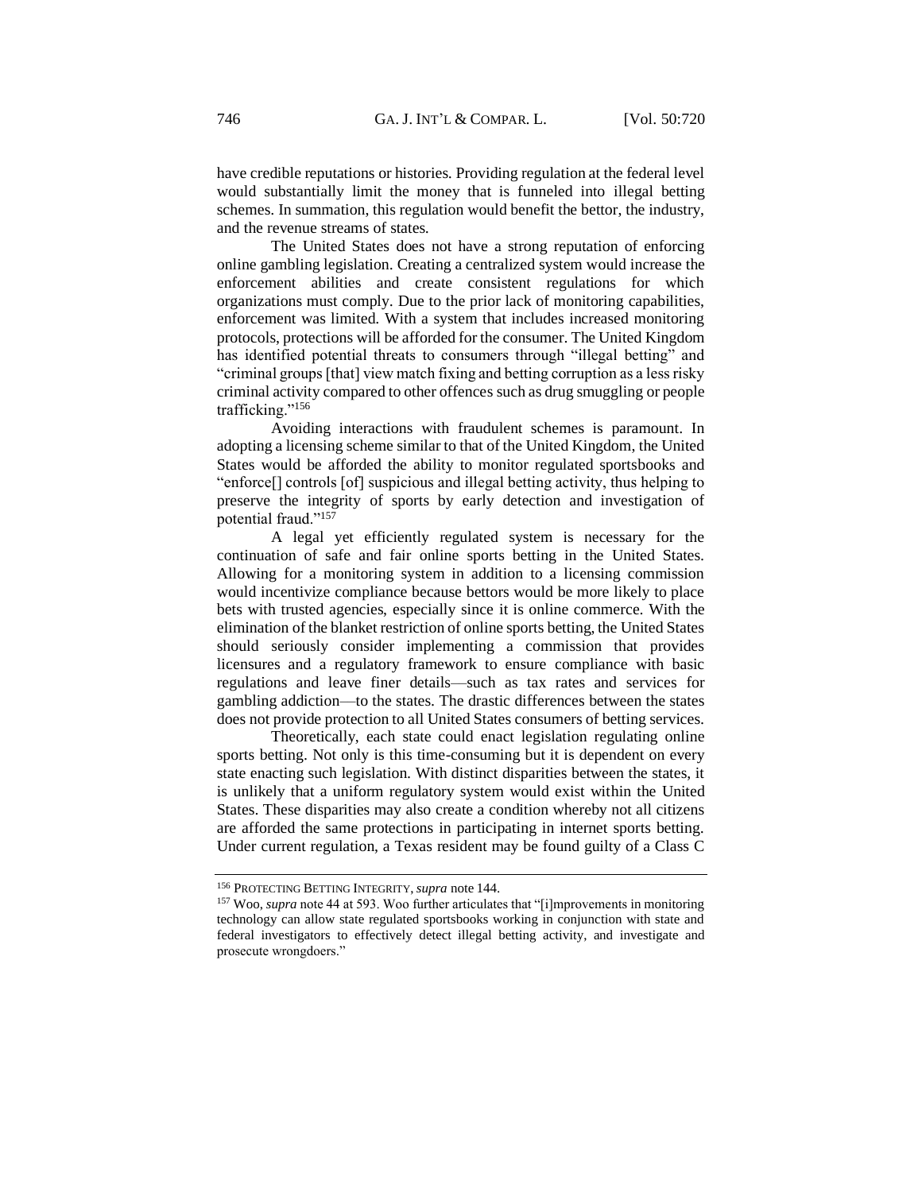have credible reputations or histories. Providing regulation at the federal level would substantially limit the money that is funneled into illegal betting schemes. In summation, this regulation would benefit the bettor, the industry, and the revenue streams of states.

The United States does not have a strong reputation of enforcing online gambling legislation. Creating a centralized system would increase the enforcement abilities and create consistent regulations for which organizations must comply. Due to the prior lack of monitoring capabilities, enforcement was limited. With a system that includes increased monitoring protocols, protections will be afforded for the consumer. The United Kingdom has identified potential threats to consumers through "illegal betting" and "criminal groups [that] view match fixing and betting corruption as a less risky criminal activity compared to other offences such as drug smuggling or people trafficking."[156]

Avoiding interactions with fraudulent schemes is paramount. In adopting a licensing scheme similar to that of the United Kingdom, the United States would be afforded the ability to monitor regulated sportsbooks and "enforce[] controls [of] suspicious and illegal betting activity, thus helping to preserve the integrity of sports by early detection and investigation of potential fraud."[157]

A legal yet efficiently regulated system is necessary for the continuation of safe and fair online sports betting in the United States. Allowing for a monitoring system in addition to a licensing commission would incentivize compliance because bettors would be more likely to place bets with trusted agencies, especially since it is online commerce. With the elimination of the blanket restriction of online sports betting, the United States should seriously consider implementing a commission that provides licensures and a regulatory framework to ensure compliance with basic regulations and leave finer details—such as tax rates and services for gambling addiction—to the states. The drastic differences between the states does not provide protection to all United States consumers of betting services.

Theoretically, each state could enact legislation regulating online sports betting. Not only is this time-consuming but it is dependent on every state enacting such legislation. With distinct disparities between the states, it is unlikely that a uniform regulatory system would exist within the United States. These disparities may also create a condition whereby not all citizens are afforded the same protections in participating in internet sports betting. Under current regulation, a Texas resident may be found guilty of a Class C

---

[156] PROTECTING BETTING INTEGRITY, *supra* note 144.

[157] Woo, *supra* note 44 at 593. Woo further articulates that "[i]mprovements in monitoring technology can allow state regulated sportsbooks working in conjunction with state and federal investigators to effectively detect illegal betting activity, and investigate and prosecute wrongdoers."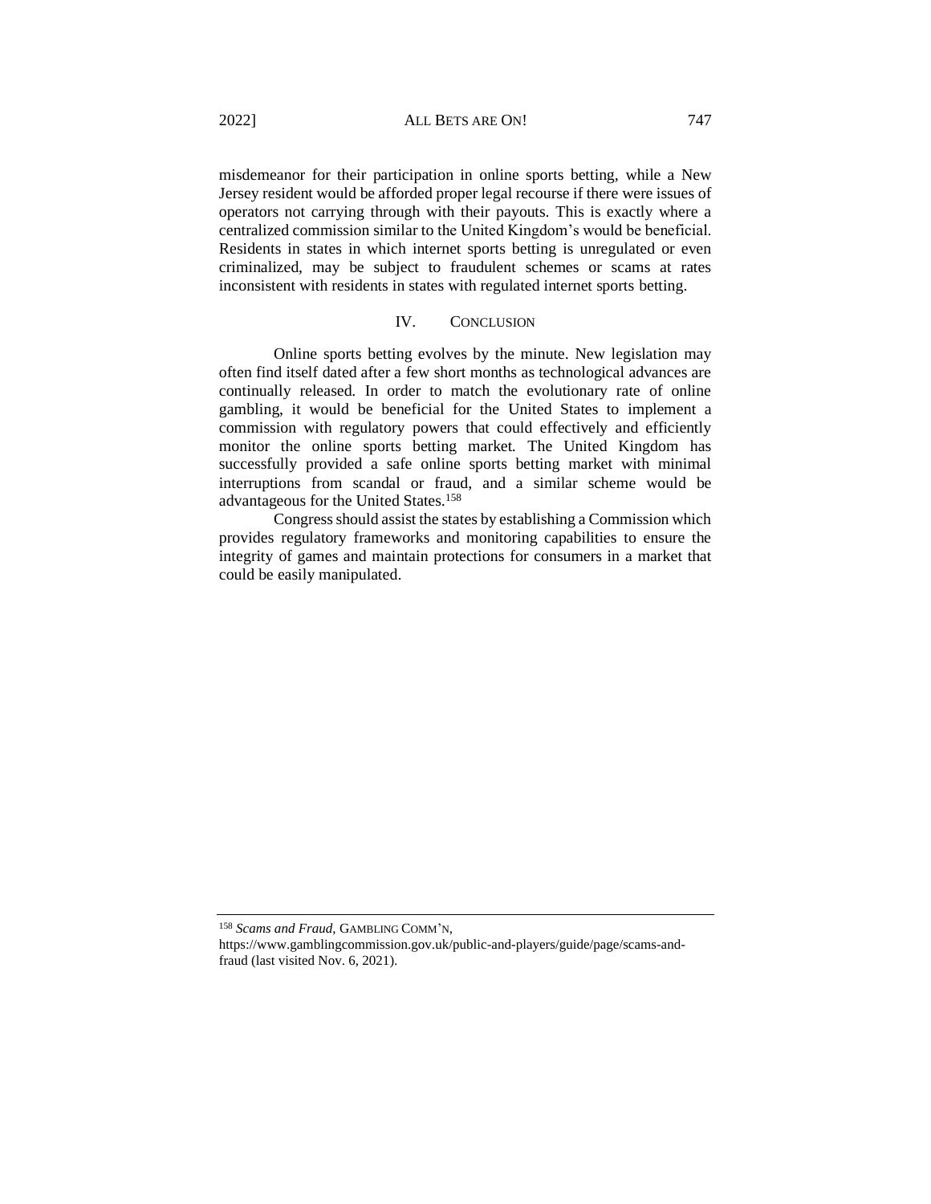misdemeanor for their participation in online sports betting, while a New Jersey resident would be afforded proper legal recourse if there were issues of operators not carrying through with their payouts. This is exactly where a centralized commission similar to the United Kingdom's would be beneficial. Residents in states in which internet sports betting is unregulated or even criminalized, may be subject to fraudulent schemes or scams at rates inconsistent with residents in states with regulated internet sports betting.

## IV. CONCLUSION

Online sports betting evolves by the minute. New legislation may often find itself dated after a few short months as technological advances are continually released. In order to match the evolutionary rate of online gambling, it would be beneficial for the United States to implement a commission with regulatory powers that could effectively and efficiently monitor the online sports betting market. The United Kingdom has successfully provided a safe online sports betting market with minimal interruptions from scandal or fraud, and a similar scheme would be advantageous for the United States.[158]

Congress should assist the states by establishing a Commission which provides regulatory frameworks and monitoring capabilities to ensure the integrity of games and maintain protections for consumers in a market that could be easily manipulated.

---

[158] *Scams and Fraud*, GAMBLING COMM'N, https://www.gamblingcommission.gov.uk/public-and-players/guide/page/scams-and-fraud (last visited Nov. 6, 2021).